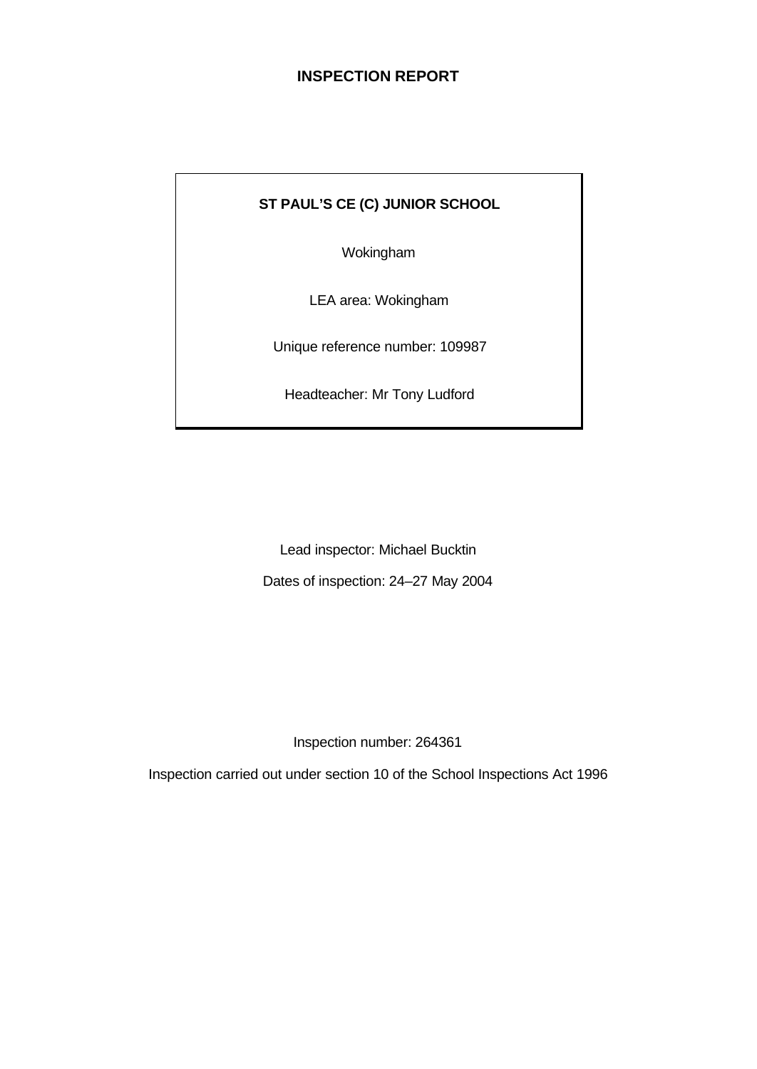# INSPECTION REPORT

**ST PAUL'S CE (C) JUNIOR SCHOOL**

Wokingham

LEA area: Wokingham

Unique reference number: 109987

Headteacher: Mr Tony Ludford

Lead inspector: Michael Bucktin

Dates of inspection: 24–27 May 2004

Inspection number: 264361

Inspection carried out under section 10 of the School Inspections Act 1996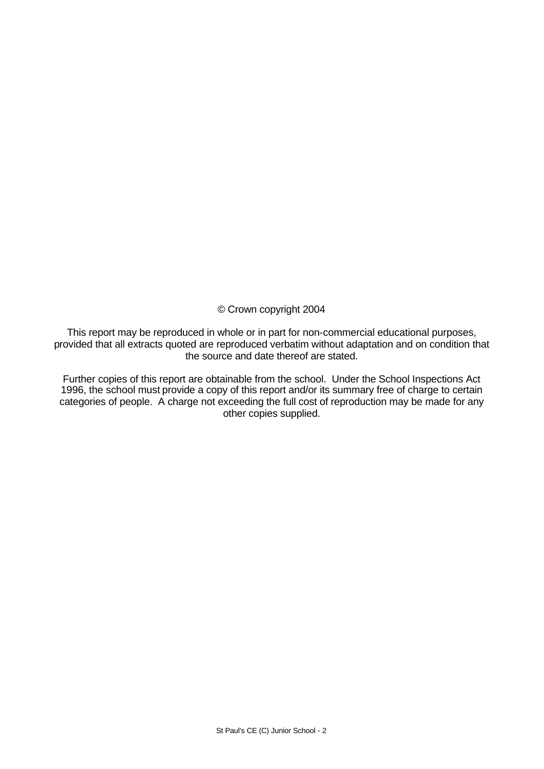© Crown copyright 2004

This report may be reproduced in whole or in part for non-commercial educational purposes, provided that all extracts quoted are reproduced verbatim without adaptation and on condition that the source and date thereof are stated.

Further copies of this report are obtainable from the school. Under the School Inspections Act 1996, the school must provide a copy of this report and/or its summary free of charge to certain categories of people. A charge not exceeding the full cost of reproduction may be made for any other copies supplied.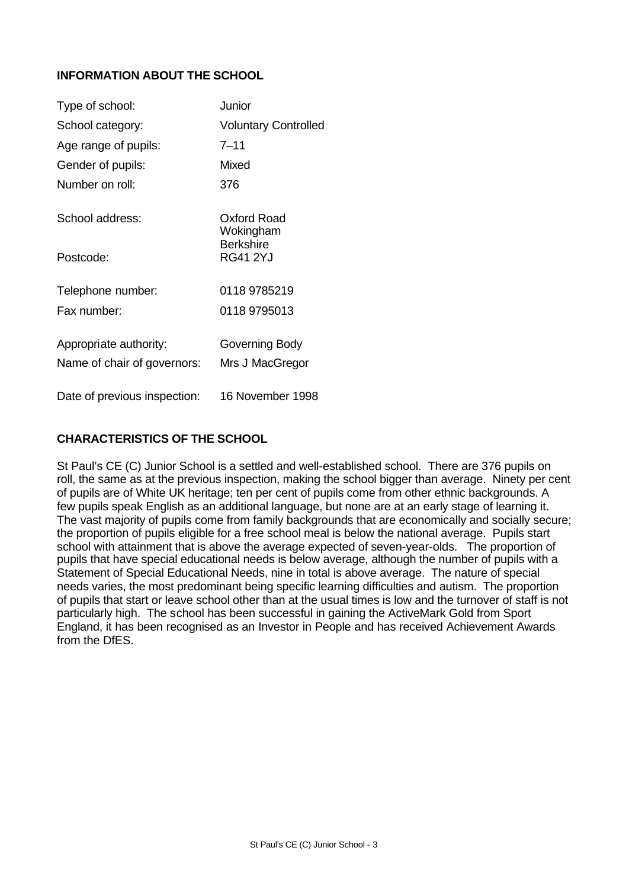## INFORMATION ABOUT THE SCHOOL

| | |
|---|---|
| Type of school: | Junior |
| School category: | Voluntary Controlled |
| Age range of pupils: | 7–11 |
| Gender of pupils: | Mixed |
| Number on roll: | 376 |
| School address: | Oxford Road<br>Wokingham<br>Berkshire |
| Postcode: | RG41 2YJ |
| Telephone number: | 0118 9785219 |
| Fax number: | 0118 9795013 |
| Appropriate authority: | Governing Body |
| Name of chair of governors: | Mrs J MacGregor |
| Date of previous inspection: | 16 November 1998 |

## CHARACTERISTICS OF THE SCHOOL

St Paul's CE (C) Junior School is a settled and well-established school. There are 376 pupils on roll, the same as at the previous inspection, making the school bigger than average. Ninety per cent of pupils are of White UK heritage; ten per cent of pupils come from other ethnic backgrounds. A few pupils speak English as an additional language, but none are at an early stage of learning it. The vast majority of pupils come from family backgrounds that are economically and socially secure; the proportion of pupils eligible for a free school meal is below the national average. Pupils start school with attainment that is above the average expected of seven-year-olds. The proportion of pupils that have special educational needs is below average, although the number of pupils with a Statement of Special Educational Needs, nine in total is above average. The nature of special needs varies, the most predominant being specific learning difficulties and autism. The proportion of pupils that start or leave school other than at the usual times is low and the turnover of staff is not particularly high. The school has been successful in gaining the ActiveMark Gold from Sport England, it has been recognised as an Investor in People and has received Achievement Awards from the DfES.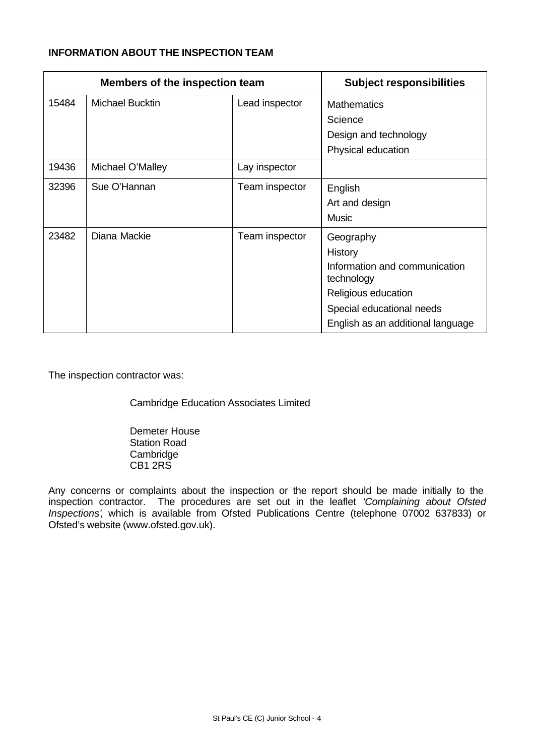**INFORMATION ABOUT THE INSPECTION TEAM**

| Members of the inspection team | | | Subject responsibilities |
|---|---|---|---|
| 15484 | Michael Bucktin | Lead inspector | Mathematics<br>Science<br>Design and technology<br>Physical education |
| 19436 | Michael O'Malley | Lay inspector | |
| 32396 | Sue O'Hannan | Team inspector | English<br>Art and design<br>Music |
| 23482 | Diana Mackie | Team inspector | Geography<br>History<br>Information and communication technology<br>Religious education<br>Special educational needs<br>English as an additional language |

The inspection contractor was:

Cambridge Education Associates Limited

Demeter House
Station Road
Cambridge
CB1 2RS

Any concerns or complaints about the inspection or the report should be made initially to the inspection contractor. The procedures are set out in the leaflet *'Complaining about Ofsted Inspections'*, which is available from Ofsted Publications Centre (telephone 07002 637833) or Ofsted's website (www.ofsted.gov.uk).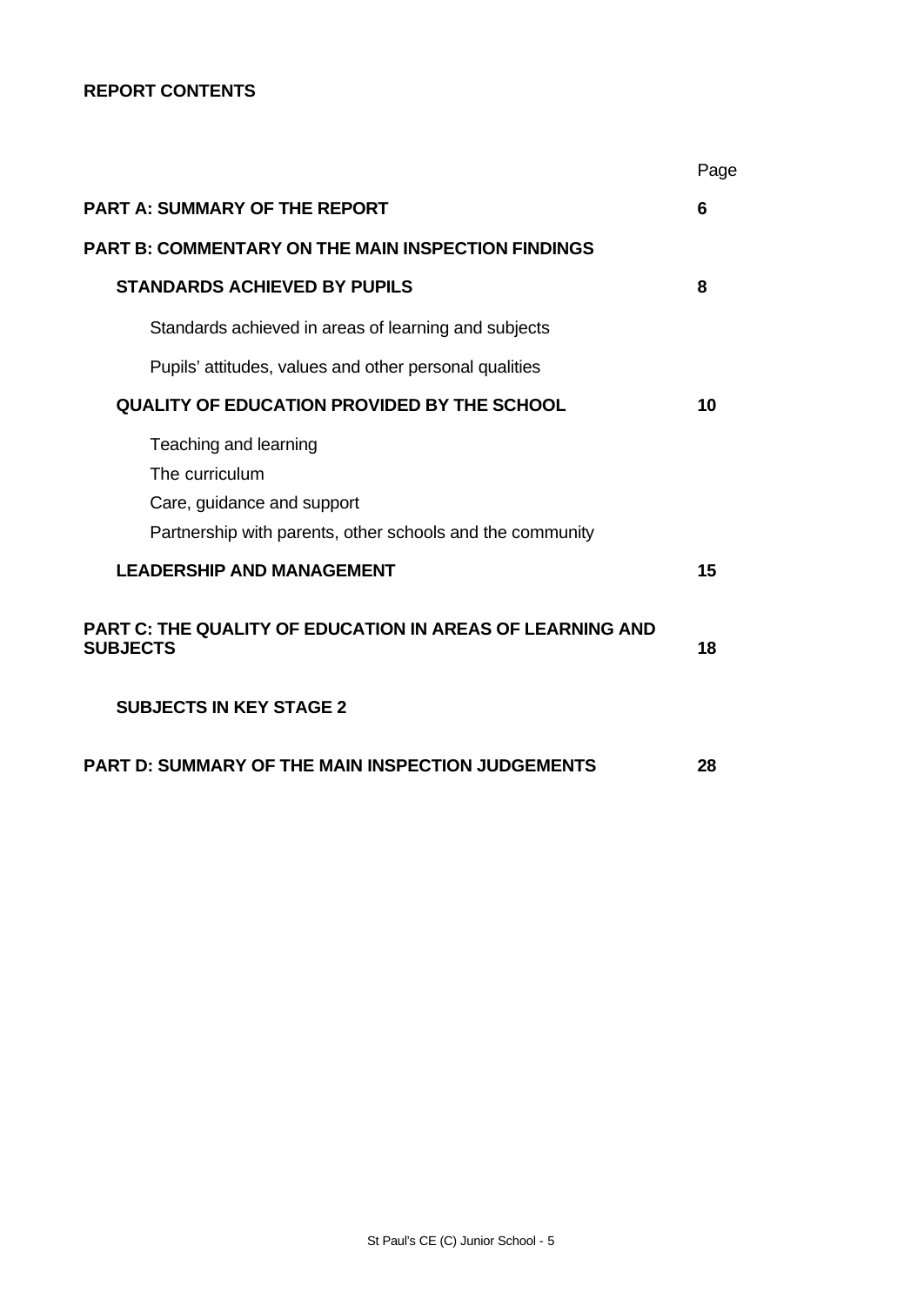**REPORT CONTENTS**

| | Page |
|---|---|
| **PART A: SUMMARY OF THE REPORT** | **6** |
| **PART B: COMMENTARY ON THE MAIN INSPECTION FINDINGS** | |
| **STANDARDS ACHIEVED BY PUPILS** | **8** |
| Standards achieved in areas of learning and subjects | |
| Pupils' attitudes, values and other personal qualities | |
| **QUALITY OF EDUCATION PROVIDED BY THE SCHOOL** | **10** |
| Teaching and learning<br>The curriculum<br>Care, guidance and support<br>Partnership with parents, other schools and the community | |
| **LEADERSHIP AND MANAGEMENT** | **15** |
| **PART C: THE QUALITY OF EDUCATION IN AREAS OF LEARNING AND SUBJECTS** | **18** |
| **SUBJECTS IN KEY STAGE 2** | |
| **PART D: SUMMARY OF THE MAIN INSPECTION JUDGEMENTS** | **28** |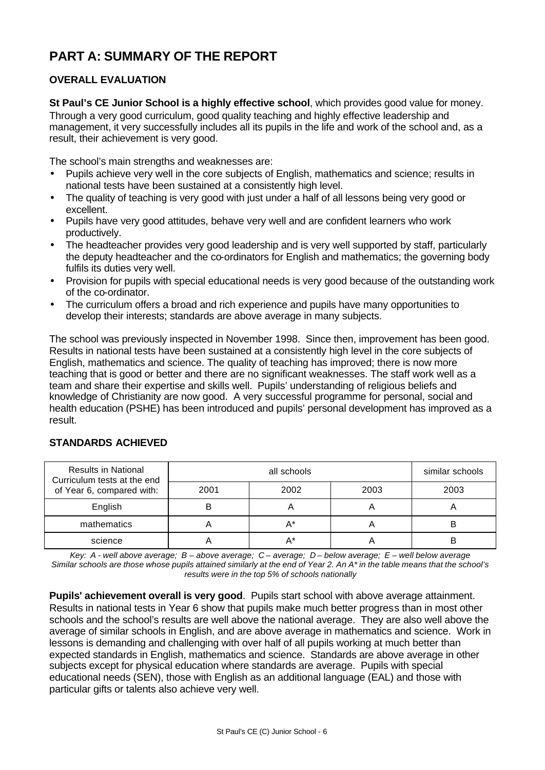# PART A: SUMMARY OF THE REPORT

## OVERALL EVALUATION

**St Paul's CE Junior School is a highly effective school**, which provides good value for money. Through a very good curriculum, good quality teaching and highly effective leadership and management, it very successfully includes all its pupils in the life and work of the school and, as a result, their achievement is very good.

The school's main strengths and weaknesses are:

- Pupils achieve very well in the core subjects of English, mathematics and science; results in national tests have been sustained at a consistently high level.
- The quality of teaching is very good with just under a half of all lessons being very good or excellent.
- Pupils have very good attitudes, behave very well and are confident learners who work productively.
- The headteacher provides very good leadership and is very well supported by staff, particularly the deputy headteacher and the co-ordinators for English and mathematics; the governing body fulfils its duties very well.
- Provision for pupils with special educational needs is very good because of the outstanding work of the co-ordinator.
- The curriculum offers a broad and rich experience and pupils have many opportunities to develop their interests; standards are above average in many subjects.

The school was previously inspected in November 1998. Since then, improvement has been good. Results in national tests have been sustained at a consistently high level in the core subjects of English, mathematics and science. The quality of teaching has improved; there is now more teaching that is good or better and there are no significant weaknesses. The staff work well as a team and share their expertise and skills well. Pupils' understanding of religious beliefs and knowledge of Christianity are now good. A very successful programme for personal, social and health education (PSHE) has been introduced and pupils' personal development has improved as a result.

## STANDARDS ACHIEVED

| Results in National Curriculum tests at the end of Year 6, compared with: | all schools | | | similar schools |
|---|---|---|---|---|
| | 2001 | 2002 | 2003 | 2003 |
| English | B | A | A | A |
| mathematics | A | A* | A | B |
| science | A | A* | A | B |

*Key: A - well above average; B – above average; C – average; D – below average; E – well below average*
*Similar schools are those whose pupils attained similarly at the end of Year 2. An A* in the table means that the school's results were in the top 5% of schools nationally*

**Pupils' achievement overall is very good**. Pupils start school with above average attainment. Results in national tests in Year 6 show that pupils make much better progress than in most other schools and the school's results are well above the national average. They are also well above the average of similar schools in English, and are above average in mathematics and science. Work in lessons is demanding and challenging with over half of all pupils working at much better than expected standards in English, mathematics and science. Standards are above average in other subjects except for physical education where standards are average. Pupils with special educational needs (SEN), those with English as an additional language (EAL) and those with particular gifts or talents also achieve very well.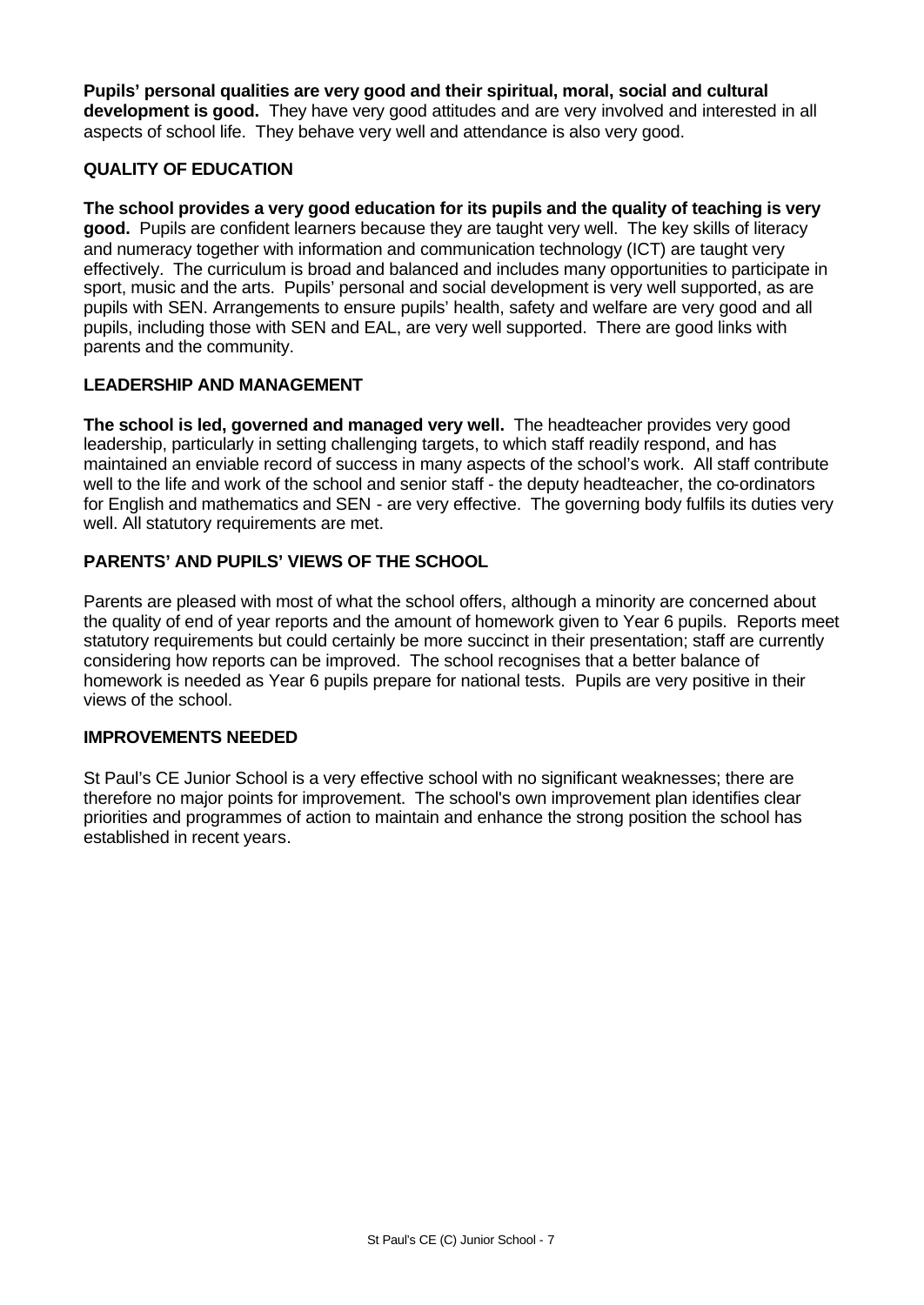**Pupils' personal qualities are very good and their spiritual, moral, social and cultural development is good.** They have very good attitudes and are very involved and interested in all aspects of school life. They behave very well and attendance is also very good.

## QUALITY OF EDUCATION

**The school provides a very good education for its pupils and the quality of teaching is very good.** Pupils are confident learners because they are taught very well. The key skills of literacy and numeracy together with information and communication technology (ICT) are taught very effectively. The curriculum is broad and balanced and includes many opportunities to participate in sport, music and the arts. Pupils' personal and social development is very well supported, as are pupils with SEN. Arrangements to ensure pupils' health, safety and welfare are very good and all pupils, including those with SEN and EAL, are very well supported. There are good links with parents and the community.

## LEADERSHIP AND MANAGEMENT

**The school is led, governed and managed very well.** The headteacher provides very good leadership, particularly in setting challenging targets, to which staff readily respond, and has maintained an enviable record of success in many aspects of the school's work. All staff contribute well to the life and work of the school and senior staff - the deputy headteacher, the co-ordinators for English and mathematics and SEN - are very effective. The governing body fulfils its duties very well. All statutory requirements are met.

## PARENTS' AND PUPILS' VIEWS OF THE SCHOOL

Parents are pleased with most of what the school offers, although a minority are concerned about the quality of end of year reports and the amount of homework given to Year 6 pupils. Reports meet statutory requirements but could certainly be more succinct in their presentation; staff are currently considering how reports can be improved. The school recognises that a better balance of homework is needed as Year 6 pupils prepare for national tests. Pupils are very positive in their views of the school.

## IMPROVEMENTS NEEDED

St Paul's CE Junior School is a very effective school with no significant weaknesses; there are therefore no major points for improvement. The school's own improvement plan identifies clear priorities and programmes of action to maintain and enhance the strong position the school has established in recent years.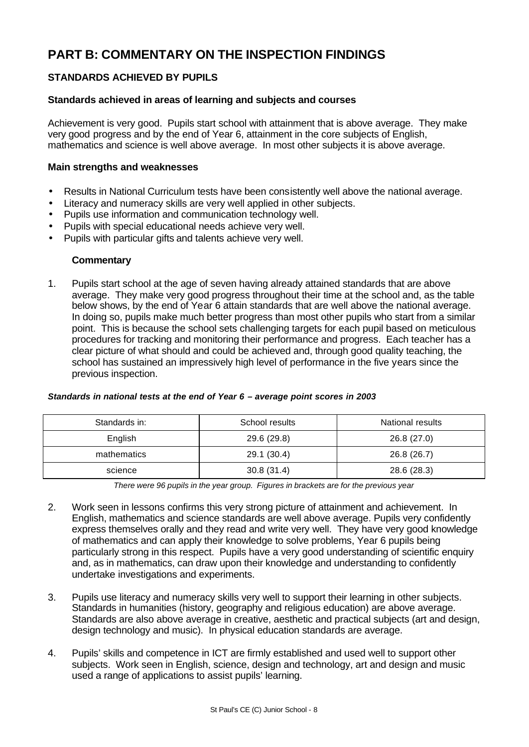# PART B: COMMENTARY ON THE INSPECTION FINDINGS

## STANDARDS ACHIEVED BY PUPILS

### Standards achieved in areas of learning and subjects and courses

Achievement is very good. Pupils start school with attainment that is above average. They make very good progress and by the end of Year 6, attainment in the core subjects of English, mathematics and science is well above average. In most other subjects it is above average.

### Main strengths and weaknesses

- Results in National Curriculum tests have been consistently well above the national average.
- Literacy and numeracy skills are very well applied in other subjects.
- Pupils use information and communication technology well.
- Pupils with special educational needs achieve very well.
- Pupils with particular gifts and talents achieve very well.

#### Commentary

1. Pupils start school at the age of seven having already attained standards that are above average. They make very good progress throughout their time at the school and, as the table below shows, by the end of Year 6 attain standards that are well above the national average. In doing so, pupils make much better progress than most other pupils who start from a similar point. This is because the school sets challenging targets for each pupil based on meticulous procedures for tracking and monitoring their performance and progress. Each teacher has a clear picture of what should and could be achieved and, through good quality teaching, the school has sustained an impressively high level of performance in the five years since the previous inspection.

***Standards in national tests at the end of Year 6 – average point scores in 2003***

| Standards in: | School results | National results |
|---|---|---|
| English | 29.6 (29.8) | 26.8 (27.0) |
| mathematics | 29.1 (30.4) | 26.8 (26.7) |
| science | 30.8 (31.4) | 28.6 (28.3) |

*There were 96 pupils in the year group. Figures in brackets are for the previous year*

2. Work seen in lessons confirms this very strong picture of attainment and achievement. In English, mathematics and science standards are well above average. Pupils very confidently express themselves orally and they read and write very well. They have very good knowledge of mathematics and can apply their knowledge to solve problems, Year 6 pupils being particularly strong in this respect. Pupils have a very good understanding of scientific enquiry and, as in mathematics, can draw upon their knowledge and understanding to confidently undertake investigations and experiments.

3. Pupils use literacy and numeracy skills very well to support their learning in other subjects. Standards in humanities (history, geography and religious education) are above average. Standards are also above average in creative, aesthetic and practical subjects (art and design, design technology and music). In physical education standards are average.

4. Pupils' skills and competence in ICT are firmly established and used well to support other subjects. Work seen in English, science, design and technology, art and design and music used a range of applications to assist pupils' learning.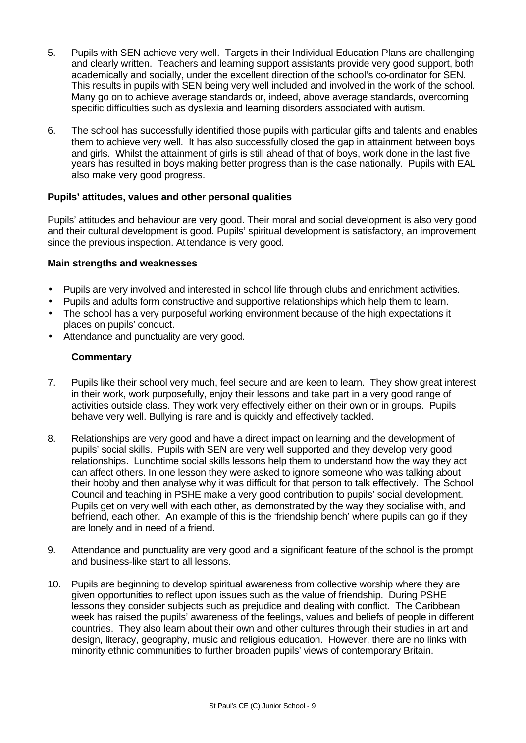5. Pupils with SEN achieve very well. Targets in their Individual Education Plans are challenging and clearly written. Teachers and learning support assistants provide very good support, both academically and socially, under the excellent direction of the school's co-ordinator for SEN. This results in pupils with SEN being very well included and involved in the work of the school. Many go on to achieve average standards or, indeed, above average standards, overcoming specific difficulties such as dyslexia and learning disorders associated with autism.

6. The school has successfully identified those pupils with particular gifts and talents and enables them to achieve very well. It has also successfully closed the gap in attainment between boys and girls. Whilst the attainment of girls is still ahead of that of boys, work done in the last five years has resulted in boys making better progress than is the case nationally. Pupils with EAL also make very good progress.

**Pupils' attitudes, values and other personal qualities**

Pupils' attitudes and behaviour are very good. Their moral and social development is also very good and their cultural development is good. Pupils' spiritual development is satisfactory, an improvement since the previous inspection. Attendance is very good.

**Main strengths and weaknesses**

- Pupils are very involved and interested in school life through clubs and enrichment activities.
- Pupils and adults form constructive and supportive relationships which help them to learn.
- The school has a very purposeful working environment because of the high expectations it places on pupils' conduct.
- Attendance and punctuality are very good.

**Commentary**

7. Pupils like their school very much, feel secure and are keen to learn. They show great interest in their work, work purposefully, enjoy their lessons and take part in a very good range of activities outside class. They work very effectively either on their own or in groups. Pupils behave very well. Bullying is rare and is quickly and effectively tackled.

8. Relationships are very good and have a direct impact on learning and the development of pupils' social skills. Pupils with SEN are very well supported and they develop very good relationships. Lunchtime social skills lessons help them to understand how the way they act can affect others. In one lesson they were asked to ignore someone who was talking about their hobby and then analyse why it was difficult for that person to talk effectively. The School Council and teaching in PSHE make a very good contribution to pupils' social development. Pupils get on very well with each other, as demonstrated by the way they socialise with, and befriend, each other. An example of this is the 'friendship bench' where pupils can go if they are lonely and in need of a friend.

9. Attendance and punctuality are very good and a significant feature of the school is the prompt and business-like start to all lessons.

10. Pupils are beginning to develop spiritual awareness from collective worship where they are given opportunities to reflect upon issues such as the value of friendship. During PSHE lessons they consider subjects such as prejudice and dealing with conflict. The Caribbean week has raised the pupils' awareness of the feelings, values and beliefs of people in different countries. They also learn about their own and other cultures through their studies in art and design, literacy, geography, music and religious education. However, there are no links with minority ethnic communities to further broaden pupils' views of contemporary Britain.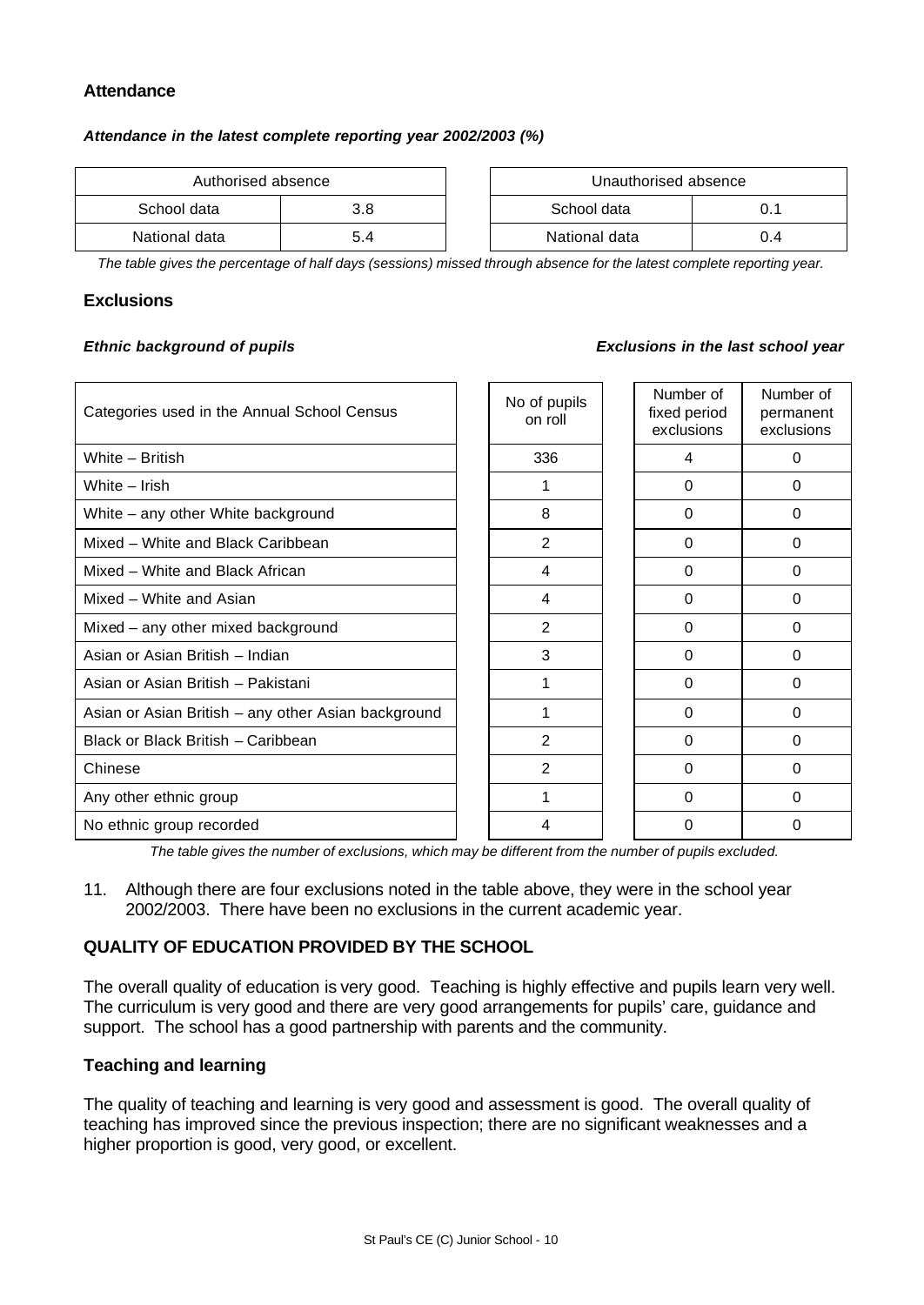## Attendance

***Attendance in the latest complete reporting year 2002/2003 (%)***

| Authorised absence | |
|---|---|
| School data | 3.8 |
| National data | 5.4 |

| Unauthorised absence | |
|---|---|
| School data | 0.1 |
| National data | 0.4 |

*The table gives the percentage of half days (sessions) missed through absence for the latest complete reporting year.*

## Exclusions

***Ethnic background of pupils*** ***Exclusions in the last school year***

| Categories used in the Annual School Census | No of pupils on roll | Number of fixed period exclusions | Number of permanent exclusions |
|---|---|---|---|
| White – British | 336 | 4 | 0 |
| White – Irish | 1 | 0 | 0 |
| White – any other White background | 8 | 0 | 0 |
| Mixed – White and Black Caribbean | 2 | 0 | 0 |
| Mixed – White and Black African | 4 | 0 | 0 |
| Mixed – White and Asian | 4 | 0 | 0 |
| Mixed – any other mixed background | 2 | 0 | 0 |
| Asian or Asian British – Indian | 3 | 0 | 0 |
| Asian or Asian British – Pakistani | 1 | 0 | 0 |
| Asian or Asian British – any other Asian background | 1 | 0 | 0 |
| Black or Black British – Caribbean | 2 | 0 | 0 |
| Chinese | 2 | 0 | 0 |
| Any other ethnic group | 1 | 0 | 0 |
| No ethnic group recorded | 4 | 0 | 0 |

*The table gives the number of exclusions, which may be different from the number of pupils excluded.*

11. Although there are four exclusions noted in the table above, they were in the school year 2002/2003. There have been no exclusions in the current academic year.

## QUALITY OF EDUCATION PROVIDED BY THE SCHOOL

The overall quality of education is very good. Teaching is highly effective and pupils learn very well. The curriculum is very good and there are very good arrangements for pupils' care, guidance and support. The school has a good partnership with parents and the community.

### Teaching and learning

The quality of teaching and learning is very good and assessment is good. The overall quality of teaching has improved since the previous inspection; there are no significant weaknesses and a higher proportion is good, very good, or excellent.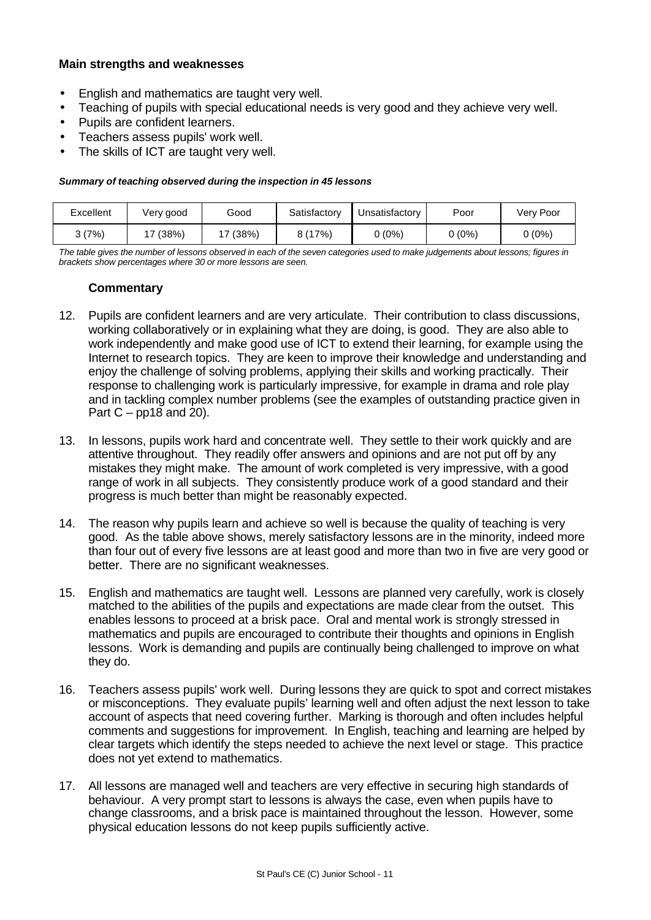**Main strengths and weaknesses**

- English and mathematics are taught very well.
- Teaching of pupils with special educational needs is very good and they achieve very well.
- Pupils are confident learners.
- Teachers assess pupils' work well.
- The skills of ICT are taught very well.

***Summary of teaching observed during the inspection in 45 lessons***

| Excellent | Very good | Good | Satisfactory | Unsatisfactory | Poor | Very Poor |
|---|---|---|---|---|---|---|
| 3 (7%) | 17 (38%) | 17 (38%) | 8 (17%) | 0 (0%) | 0 (0%) | 0 (0%) |

*The table gives the number of lessons observed in each of the seven categories used to make judgements about lessons; figures in brackets show percentages where 30 or more lessons are seen.*

**Commentary**

12. Pupils are confident learners and are very articulate. Their contribution to class discussions, working collaboratively or in explaining what they are doing, is good. They are also able to work independently and make good use of ICT to extend their learning, for example using the Internet to research topics. They are keen to improve their knowledge and understanding and enjoy the challenge of solving problems, applying their skills and working practically. Their response to challenging work is particularly impressive, for example in drama and role play and in tackling complex number problems (see the examples of outstanding practice given in Part C – pp18 and 20).

13. In lessons, pupils work hard and concentrate well. They settle to their work quickly and are attentive throughout. They readily offer answers and opinions and are not put off by any mistakes they might make. The amount of work completed is very impressive, with a good range of work in all subjects. They consistently produce work of a good standard and their progress is much better than might be reasonably expected.

14. The reason why pupils learn and achieve so well is because the quality of teaching is very good. As the table above shows, merely satisfactory lessons are in the minority, indeed more than four out of every five lessons are at least good and more than two in five are very good or better. There are no significant weaknesses.

15. English and mathematics are taught well. Lessons are planned very carefully, work is closely matched to the abilities of the pupils and expectations are made clear from the outset. This enables lessons to proceed at a brisk pace. Oral and mental work is strongly stressed in mathematics and pupils are encouraged to contribute their thoughts and opinions in English lessons. Work is demanding and pupils are continually being challenged to improve on what they do.

16. Teachers assess pupils' work well. During lessons they are quick to spot and correct mistakes or misconceptions. They evaluate pupils' learning well and often adjust the next lesson to take account of aspects that need covering further. Marking is thorough and often includes helpful comments and suggestions for improvement. In English, teaching and learning are helped by clear targets which identify the steps needed to achieve the next level or stage. This practice does not yet extend to mathematics.

17. All lessons are managed well and teachers are very effective in securing high standards of behaviour. A very prompt start to lessons is always the case, even when pupils have to change classrooms, and a brisk pace is maintained throughout the lesson. However, some physical education lessons do not keep pupils sufficiently active.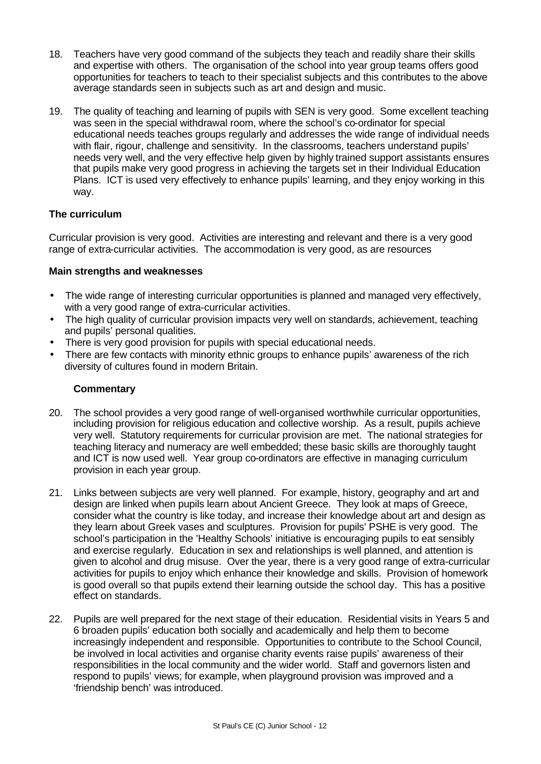18. Teachers have very good command of the subjects they teach and readily share their skills and expertise with others. The organisation of the school into year group teams offers good opportunities for teachers to teach to their specialist subjects and this contributes to the above average standards seen in subjects such as art and design and music.

19. The quality of teaching and learning of pupils with SEN is very good. Some excellent teaching was seen in the special withdrawal room, where the school's co-ordinator for special educational needs teaches groups regularly and addresses the wide range of individual needs with flair, rigour, challenge and sensitivity. In the classrooms, teachers understand pupils' needs very well, and the very effective help given by highly trained support assistants ensures that pupils make very good progress in achieving the targets set in their Individual Education Plans. ICT is used very effectively to enhance pupils' learning, and they enjoy working in this way.

### The curriculum

Curricular provision is very good. Activities are interesting and relevant and there is a very good range of extra-curricular activities. The accommodation is very good, as are resources

#### Main strengths and weaknesses

- The wide range of interesting curricular opportunities is planned and managed very effectively, with a very good range of extra-curricular activities.
- The high quality of curricular provision impacts very well on standards, achievement, teaching and pupils' personal qualities.
- There is very good provision for pupils with special educational needs.
- There are few contacts with minority ethnic groups to enhance pupils' awareness of the rich diversity of cultures found in modern Britain.

#### Commentary

20. The school provides a very good range of well-organised worthwhile curricular opportunities, including provision for religious education and collective worship. As a result, pupils achieve very well. Statutory requirements for curricular provision are met. The national strategies for teaching literacy and numeracy are well embedded; these basic skills are thoroughly taught and ICT is now used well. Year group co-ordinators are effective in managing curriculum provision in each year group.

21. Links between subjects are very well planned. For example, history, geography and art and design are linked when pupils learn about Ancient Greece. They look at maps of Greece, consider what the country is like today, and increase their knowledge about art and design as they learn about Greek vases and sculptures. Provision for pupils' PSHE is very good. The school's participation in the 'Healthy Schools' initiative is encouraging pupils to eat sensibly and exercise regularly. Education in sex and relationships is well planned, and attention is given to alcohol and drug misuse. Over the year, there is a very good range of extra-curricular activities for pupils to enjoy which enhance their knowledge and skills. Provision of homework is good overall so that pupils extend their learning outside the school day. This has a positive effect on standards.

22. Pupils are well prepared for the next stage of their education. Residential visits in Years 5 and 6 broaden pupils' education both socially and academically and help them to become increasingly independent and responsible. Opportunities to contribute to the School Council, be involved in local activities and organise charity events raise pupils' awareness of their responsibilities in the local community and the wider world. Staff and governors listen and respond to pupils' views; for example, when playground provision was improved and a 'friendship bench' was introduced.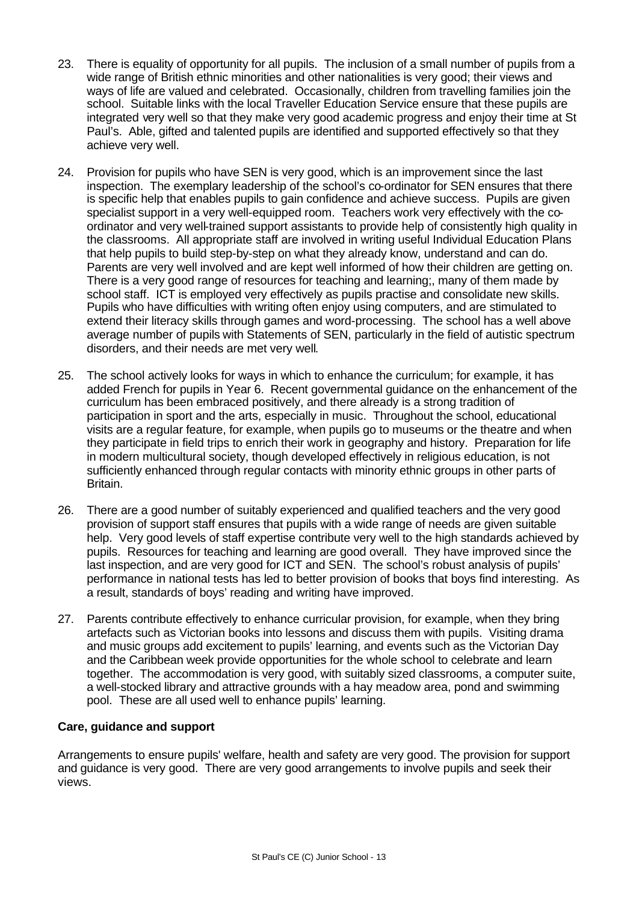23. There is equality of opportunity for all pupils. The inclusion of a small number of pupils from a wide range of British ethnic minorities and other nationalities is very good; their views and ways of life are valued and celebrated. Occasionally, children from travelling families join the school. Suitable links with the local Traveller Education Service ensure that these pupils are integrated very well so that they make very good academic progress and enjoy their time at St Paul's. Able, gifted and talented pupils are identified and supported effectively so that they achieve very well.

24. Provision for pupils who have SEN is very good, which is an improvement since the last inspection. The exemplary leadership of the school's co-ordinator for SEN ensures that there is specific help that enables pupils to gain confidence and achieve success. Pupils are given specialist support in a very well-equipped room. Teachers work very effectively with the co-ordinator and very well-trained support assistants to provide help of consistently high quality in the classrooms. All appropriate staff are involved in writing useful Individual Education Plans that help pupils to build step-by-step on what they already know, understand and can do. Parents are very well involved and are kept well informed of how their children are getting on. There is a very good range of resources for teaching and learning;, many of them made by school staff. ICT is employed very effectively as pupils practise and consolidate new skills. Pupils who have difficulties with writing often enjoy using computers, and are stimulated to extend their literacy skills through games and word-processing. The school has a well above average number of pupils with Statements of SEN, particularly in the field of autistic spectrum disorders, and their needs are met very well.

25. The school actively looks for ways in which to enhance the curriculum; for example, it has added French for pupils in Year 6. Recent governmental guidance on the enhancement of the curriculum has been embraced positively, and there already is a strong tradition of participation in sport and the arts, especially in music. Throughout the school, educational visits are a regular feature, for example, when pupils go to museums or the theatre and when they participate in field trips to enrich their work in geography and history. Preparation for life in modern multicultural society, though developed effectively in religious education, is not sufficiently enhanced through regular contacts with minority ethnic groups in other parts of Britain.

26. There are a good number of suitably experienced and qualified teachers and the very good provision of support staff ensures that pupils with a wide range of needs are given suitable help. Very good levels of staff expertise contribute very well to the high standards achieved by pupils. Resources for teaching and learning are good overall. They have improved since the last inspection, and are very good for ICT and SEN. The school's robust analysis of pupils' performance in national tests has led to better provision of books that boys find interesting. As a result, standards of boys' reading and writing have improved.

27. Parents contribute effectively to enhance curricular provision, for example, when they bring artefacts such as Victorian books into lessons and discuss them with pupils. Visiting drama and music groups add excitement to pupils' learning, and events such as the Victorian Day and the Caribbean week provide opportunities for the whole school to celebrate and learn together. The accommodation is very good, with suitably sized classrooms, a computer suite, a well-stocked library and attractive grounds with a hay meadow area, pond and swimming pool. These are all used well to enhance pupils' learning.

**Care, guidance and support**

Arrangements to ensure pupils' welfare, health and safety are very good. The provision for support and guidance is very good. There are very good arrangements to involve pupils and seek their views.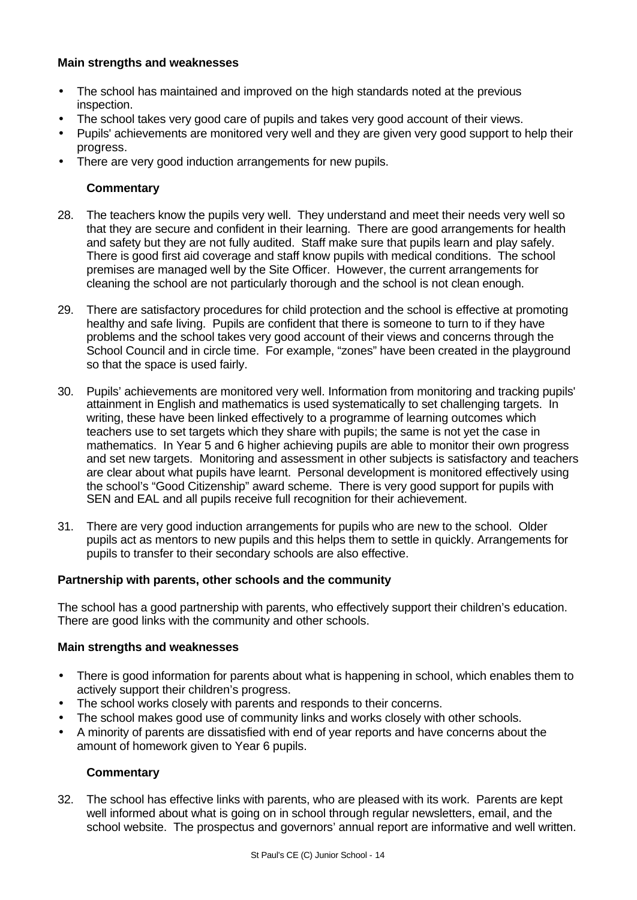**Main strengths and weaknesses**

- The school has maintained and improved on the high standards noted at the previous inspection.
- The school takes very good care of pupils and takes very good account of their views.
- Pupils' achievements are monitored very well and they are given very good support to help their progress.
- There are very good induction arrangements for new pupils.

**Commentary**

28. The teachers know the pupils very well. They understand and meet their needs very well so that they are secure and confident in their learning. There are good arrangements for health and safety but they are not fully audited. Staff make sure that pupils learn and play safely. There is good first aid coverage and staff know pupils with medical conditions. The school premises are managed well by the Site Officer. However, the current arrangements for cleaning the school are not particularly thorough and the school is not clean enough.

29. There are satisfactory procedures for child protection and the school is effective at promoting healthy and safe living. Pupils are confident that there is someone to turn to if they have problems and the school takes very good account of their views and concerns through the School Council and in circle time. For example, "zones" have been created in the playground so that the space is used fairly.

30. Pupils' achievements are monitored very well. Information from monitoring and tracking pupils' attainment in English and mathematics is used systematically to set challenging targets. In writing, these have been linked effectively to a programme of learning outcomes which teachers use to set targets which they share with pupils; the same is not yet the case in mathematics. In Year 5 and 6 higher achieving pupils are able to monitor their own progress and set new targets. Monitoring and assessment in other subjects is satisfactory and teachers are clear about what pupils have learnt. Personal development is monitored effectively using the school's "Good Citizenship" award scheme. There is very good support for pupils with SEN and EAL and all pupils receive full recognition for their achievement.

31. There are very good induction arrangements for pupils who are new to the school. Older pupils act as mentors to new pupils and this helps them to settle in quickly. Arrangements for pupils to transfer to their secondary schools are also effective.

**Partnership with parents, other schools and the community**

The school has a good partnership with parents, who effectively support their children's education. There are good links with the community and other schools.

**Main strengths and weaknesses**

- There is good information for parents about what is happening in school, which enables them to actively support their children's progress.
- The school works closely with parents and responds to their concerns.
- The school makes good use of community links and works closely with other schools.
- A minority of parents are dissatisfied with end of year reports and have concerns about the amount of homework given to Year 6 pupils.

**Commentary**

32. The school has effective links with parents, who are pleased with its work. Parents are kept well informed about what is going on in school through regular newsletters, email, and the school website. The prospectus and governors' annual report are informative and well written.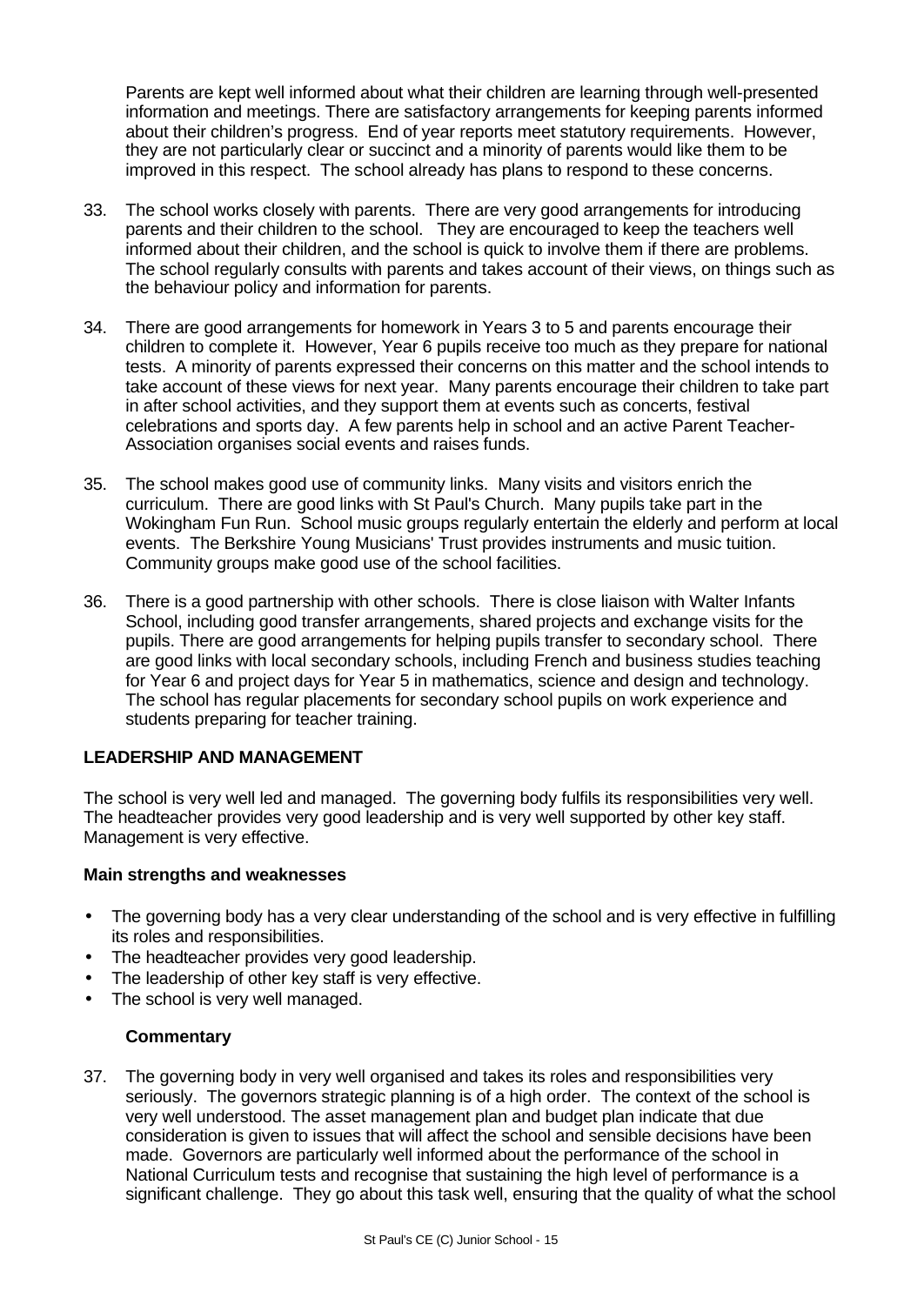Parents are kept well informed about what their children are learning through well-presented information and meetings. There are satisfactory arrangements for keeping parents informed about their children's progress. End of year reports meet statutory requirements. However, they are not particularly clear or succinct and a minority of parents would like them to be improved in this respect. The school already has plans to respond to these concerns.

33. The school works closely with parents. There are very good arrangements for introducing parents and their children to the school. They are encouraged to keep the teachers well informed about their children, and the school is quick to involve them if there are problems. The school regularly consults with parents and takes account of their views, on things such as the behaviour policy and information for parents.

34. There are good arrangements for homework in Years 3 to 5 and parents encourage their children to complete it. However, Year 6 pupils receive too much as they prepare for national tests. A minority of parents expressed their concerns on this matter and the school intends to take account of these views for next year. Many parents encourage their children to take part in after school activities, and they support them at events such as concerts, festival celebrations and sports day. A few parents help in school and an active Parent Teacher-Association organises social events and raises funds.

35. The school makes good use of community links. Many visits and visitors enrich the curriculum. There are good links with St Paul's Church. Many pupils take part in the Wokingham Fun Run. School music groups regularly entertain the elderly and perform at local events. The Berkshire Young Musicians' Trust provides instruments and music tuition. Community groups make good use of the school facilities.

36. There is a good partnership with other schools. There is close liaison with Walter Infants School, including good transfer arrangements, shared projects and exchange visits for the pupils. There are good arrangements for helping pupils transfer to secondary school. There are good links with local secondary schools, including French and business studies teaching for Year 6 and project days for Year 5 in mathematics, science and design and technology. The school has regular placements for secondary school pupils on work experience and students preparing for teacher training.

## LEADERSHIP AND MANAGEMENT

The school is very well led and managed. The governing body fulfils its responsibilities very well. The headteacher provides very good leadership and is very well supported by other key staff. Management is very effective.

### Main strengths and weaknesses

- The governing body has a very clear understanding of the school and is very effective in fulfilling its roles and responsibilities.
- The headteacher provides very good leadership.
- The leadership of other key staff is very effective.
- The school is very well managed.

### Commentary

37. The governing body in very well organised and takes its roles and responsibilities very seriously. The governors strategic planning is of a high order. The context of the school is very well understood. The asset management plan and budget plan indicate that due consideration is given to issues that will affect the school and sensible decisions have been made. Governors are particularly well informed about the performance of the school in National Curriculum tests and recognise that sustaining the high level of performance is a significant challenge. They go about this task well, ensuring that the quality of what the school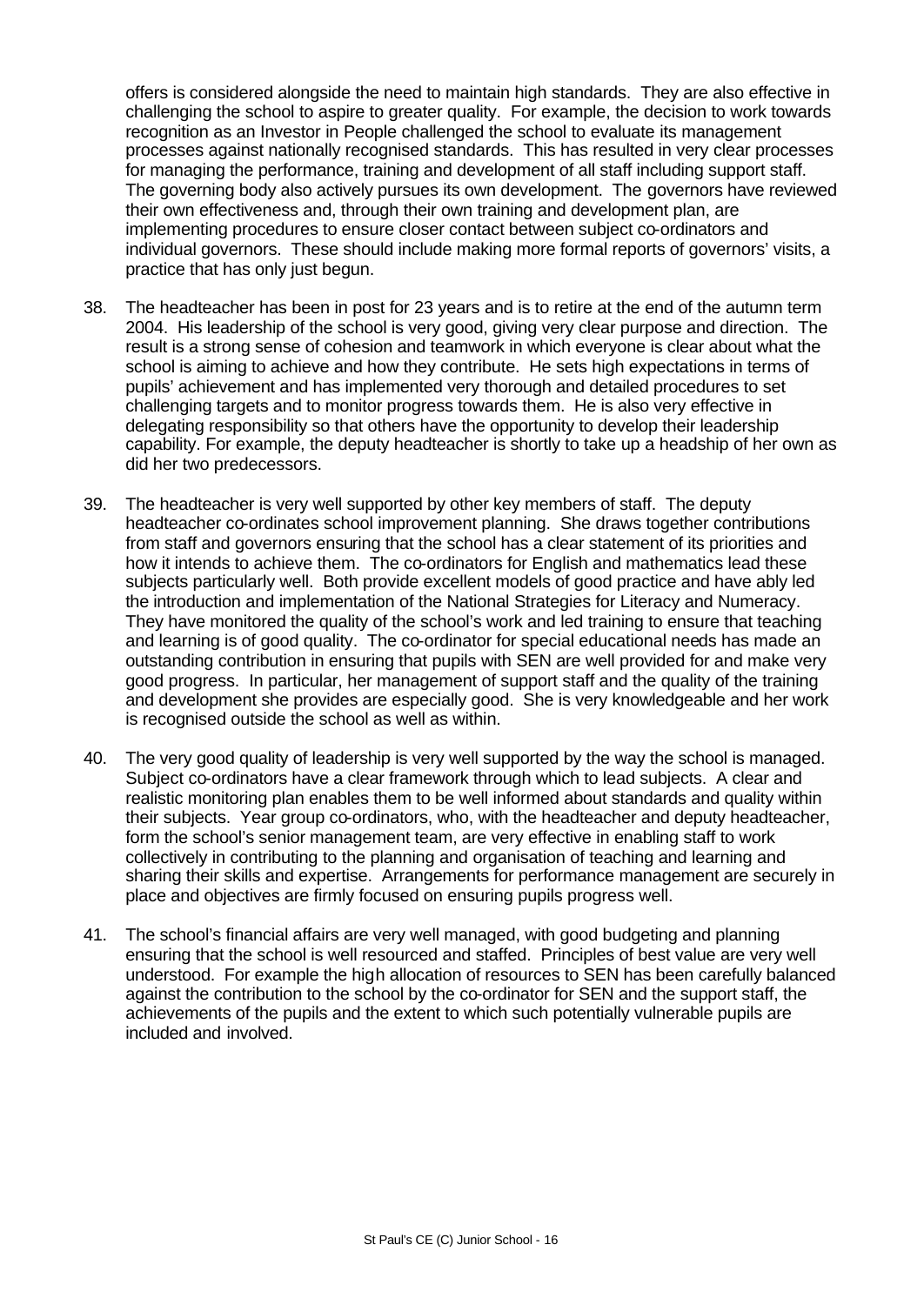offers is considered alongside the need to maintain high standards. They are also effective in challenging the school to aspire to greater quality. For example, the decision to work towards recognition as an Investor in People challenged the school to evaluate its management processes against nationally recognised standards. This has resulted in very clear processes for managing the performance, training and development of all staff including support staff. The governing body also actively pursues its own development. The governors have reviewed their own effectiveness and, through their own training and development plan, are implementing procedures to ensure closer contact between subject co-ordinators and individual governors. These should include making more formal reports of governors' visits, a practice that has only just begun.

38. The headteacher has been in post for 23 years and is to retire at the end of the autumn term 2004. His leadership of the school is very good, giving very clear purpose and direction. The result is a strong sense of cohesion and teamwork in which everyone is clear about what the school is aiming to achieve and how they contribute. He sets high expectations in terms of pupils' achievement and has implemented very thorough and detailed procedures to set challenging targets and to monitor progress towards them. He is also very effective in delegating responsibility so that others have the opportunity to develop their leadership capability. For example, the deputy headteacher is shortly to take up a headship of her own as did her two predecessors.

39. The headteacher is very well supported by other key members of staff. The deputy headteacher co-ordinates school improvement planning. She draws together contributions from staff and governors ensuring that the school has a clear statement of its priorities and how it intends to achieve them. The co-ordinators for English and mathematics lead these subjects particularly well. Both provide excellent models of good practice and have ably led the introduction and implementation of the National Strategies for Literacy and Numeracy. They have monitored the quality of the school's work and led training to ensure that teaching and learning is of good quality. The co-ordinator for special educational needs has made an outstanding contribution in ensuring that pupils with SEN are well provided for and make very good progress. In particular, her management of support staff and the quality of the training and development she provides are especially good. She is very knowledgeable and her work is recognised outside the school as well as within.

40. The very good quality of leadership is very well supported by the way the school is managed. Subject co-ordinators have a clear framework through which to lead subjects. A clear and realistic monitoring plan enables them to be well informed about standards and quality within their subjects. Year group co-ordinators, who, with the headteacher and deputy headteacher, form the school's senior management team, are very effective in enabling staff to work collectively in contributing to the planning and organisation of teaching and learning and sharing their skills and expertise. Arrangements for performance management are securely in place and objectives are firmly focused on ensuring pupils progress well.

41. The school's financial affairs are very well managed, with good budgeting and planning ensuring that the school is well resourced and staffed. Principles of best value are very well understood. For example the high allocation of resources to SEN has been carefully balanced against the contribution to the school by the co-ordinator for SEN and the support staff, the achievements of the pupils and the extent to which such potentially vulnerable pupils are included and involved.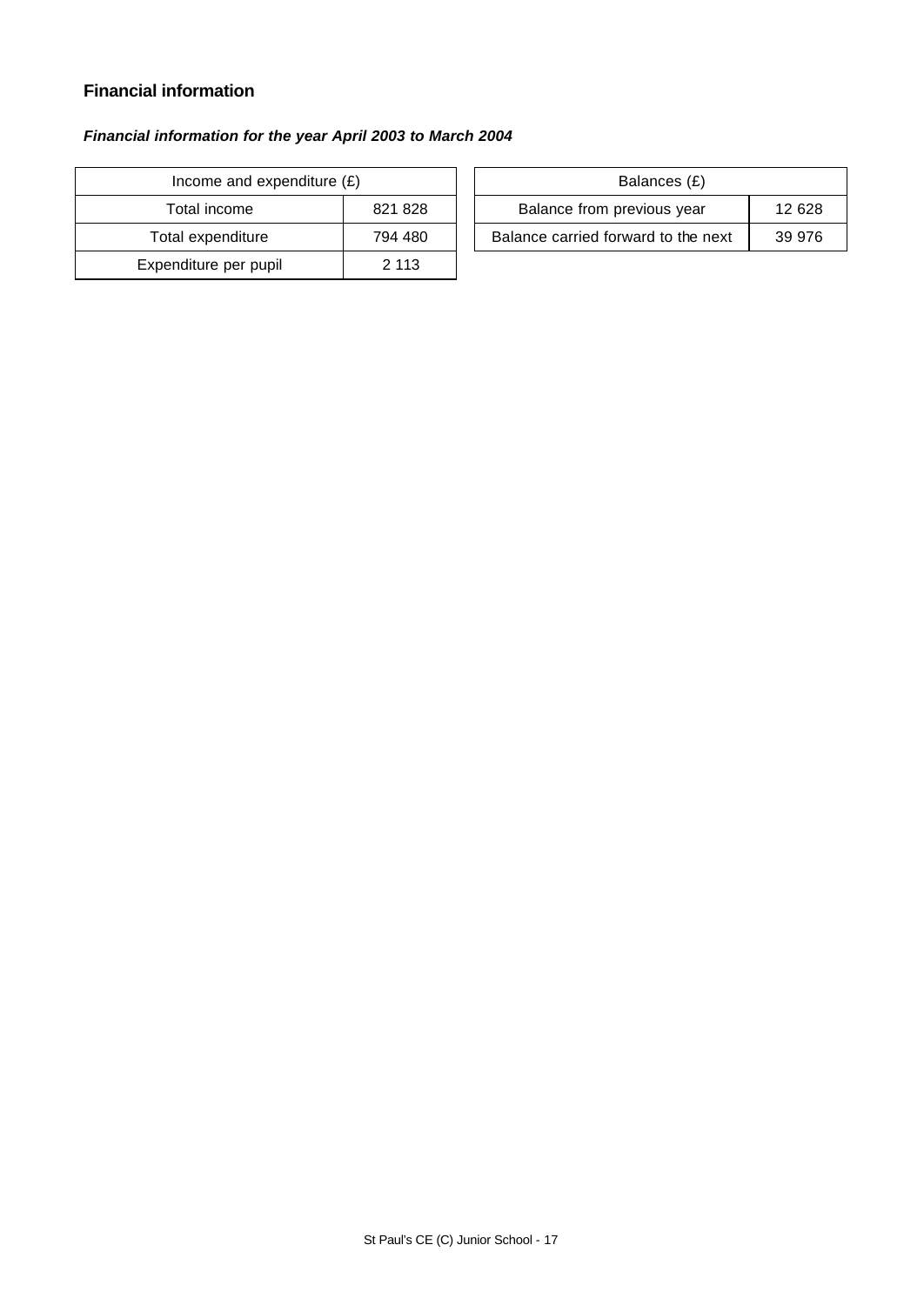## Financial information

***Financial information for the year April 2003 to March 2004***

| Income and expenditure (£) | |
|---|---|
| Total income | 821 828 |
| Total expenditure | 794 480 |
| Expenditure per pupil | 2 113 |

| Balances (£) | |
|---|---|
| Balance from previous year | 12 628 |
| Balance carried forward to the next | 39 976 |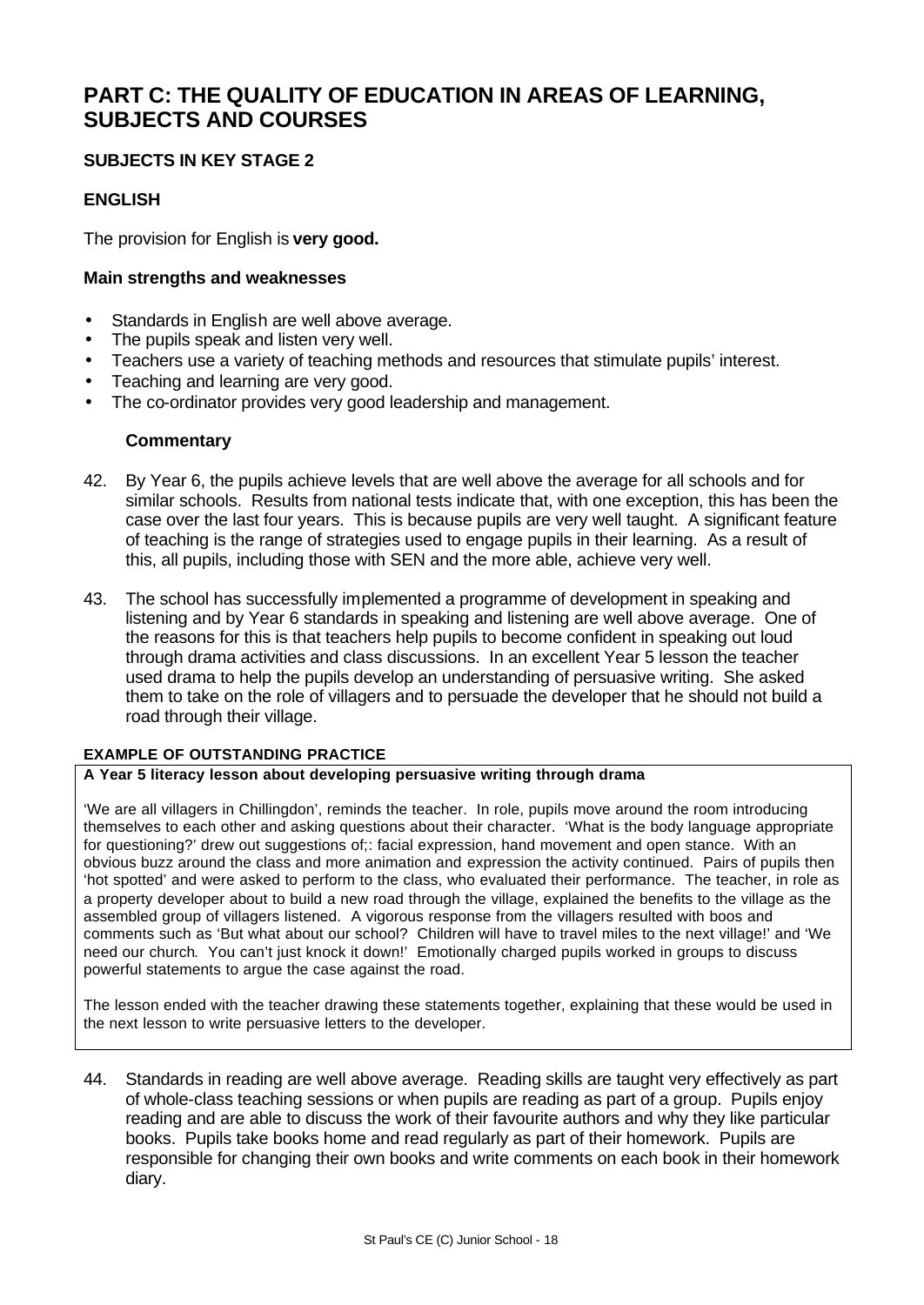# PART C: THE QUALITY OF EDUCATION IN AREAS OF LEARNING, SUBJECTS AND COURSES

### SUBJECTS IN KEY STAGE 2

### ENGLISH

The provision for English is **very good.**

#### Main strengths and weaknesses

- Standards in English are well above average.
- The pupils speak and listen very well.
- Teachers use a variety of teaching methods and resources that stimulate pupils' interest.
- Teaching and learning are very good.
- The co-ordinator provides very good leadership and management.

#### Commentary

42. By Year 6, the pupils achieve levels that are well above the average for all schools and for similar schools. Results from national tests indicate that, with one exception, this has been the case over the last four years. This is because pupils are very well taught. A significant feature of teaching is the range of strategies used to engage pupils in their learning. As a result of this, all pupils, including those with SEN and the more able, achieve very well.

43. The school has successfully implemented a programme of development in speaking and listening and by Year 6 standards in speaking and listening are well above average. One of the reasons for this is that teachers help pupils to become confident in speaking out loud through drama activities and class discussions. In an excellent Year 5 lesson the teacher used drama to help the pupils develop an understanding of persuasive writing. She asked them to take on the role of villagers and to persuade the developer that he should not build a road through their village.

**EXAMPLE OF OUTSTANDING PRACTICE**

**A Year 5 literacy lesson about developing persuasive writing through drama**

'We are all villagers in Chillingdon', reminds the teacher. In role, pupils move around the room introducing themselves to each other and asking questions about their character. 'What is the body language appropriate for questioning?' drew out suggestions of;: facial expression, hand movement and open stance. With an obvious buzz around the class and more animation and expression the activity continued. Pairs of pupils then 'hot spotted' and were asked to perform to the class, who evaluated their performance. The teacher, in role as a property developer about to build a new road through the village, explained the benefits to the village as the assembled group of villagers listened. A vigorous response from the villagers resulted with boos and comments such as 'But what about our school? Children will have to travel miles to the next village!' and 'We need our church. You can't just knock it down!' Emotionally charged pupils worked in groups to discuss powerful statements to argue the case against the road.

The lesson ended with the teacher drawing these statements together, explaining that these would be used in the next lesson to write persuasive letters to the developer.

44. Standards in reading are well above average. Reading skills are taught very effectively as part of whole-class teaching sessions or when pupils are reading as part of a group. Pupils enjoy reading and are able to discuss the work of their favourite authors and why they like particular books. Pupils take books home and read regularly as part of their homework. Pupils are responsible for changing their own books and write comments on each book in their homework diary.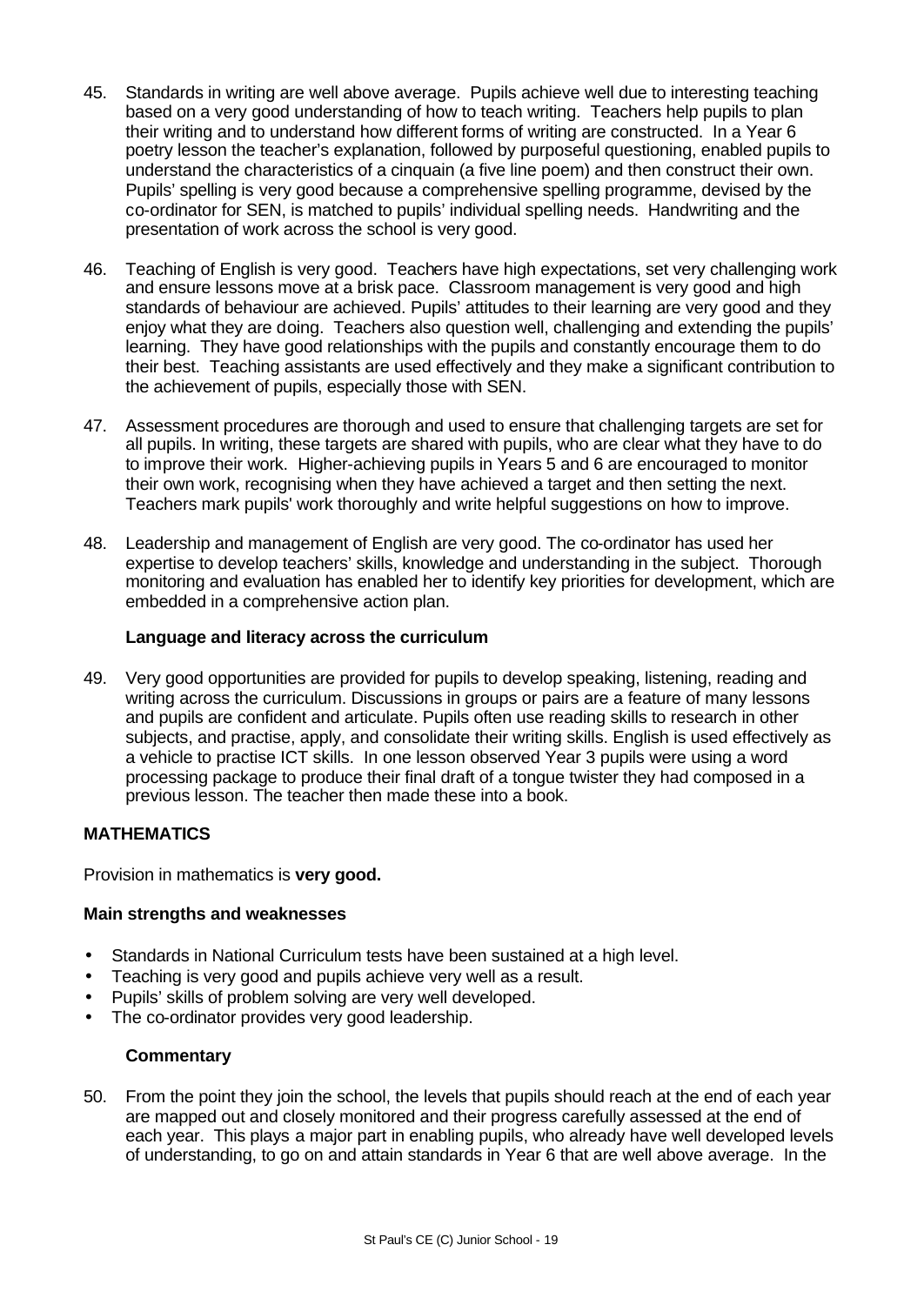45. Standards in writing are well above average. Pupils achieve well due to interesting teaching based on a very good understanding of how to teach writing. Teachers help pupils to plan their writing and to understand how different forms of writing are constructed. In a Year 6 poetry lesson the teacher's explanation, followed by purposeful questioning, enabled pupils to understand the characteristics of a cinquain (a five line poem) and then construct their own. Pupils' spelling is very good because a comprehensive spelling programme, devised by the co-ordinator for SEN, is matched to pupils' individual spelling needs. Handwriting and the presentation of work across the school is very good.

46. Teaching of English is very good. Teachers have high expectations, set very challenging work and ensure lessons move at a brisk pace. Classroom management is very good and high standards of behaviour are achieved. Pupils' attitudes to their learning are very good and they enjoy what they are doing. Teachers also question well, challenging and extending the pupils' learning. They have good relationships with the pupils and constantly encourage them to do their best. Teaching assistants are used effectively and they make a significant contribution to the achievement of pupils, especially those with SEN.

47. Assessment procedures are thorough and used to ensure that challenging targets are set for all pupils. In writing, these targets are shared with pupils, who are clear what they have to do to improve their work. Higher-achieving pupils in Years 5 and 6 are encouraged to monitor their own work, recognising when they have achieved a target and then setting the next. Teachers mark pupils' work thoroughly and write helpful suggestions on how to improve.

48. Leadership and management of English are very good. The co-ordinator has used her expertise to develop teachers' skills, knowledge and understanding in the subject. Thorough monitoring and evaluation has enabled her to identify key priorities for development, which are embedded in a comprehensive action plan.

### Language and literacy across the curriculum

49. Very good opportunities are provided for pupils to develop speaking, listening, reading and writing across the curriculum. Discussions in groups or pairs are a feature of many lessons and pupils are confident and articulate. Pupils often use reading skills to research in other subjects, and practise, apply, and consolidate their writing skills. English is used effectively as a vehicle to practise ICT skills. In one lesson observed Year 3 pupils were using a word processing package to produce their final draft of a tongue twister they had composed in a previous lesson. The teacher then made these into a book.

## MATHEMATICS

Provision in mathematics is **very good.**

### Main strengths and weaknesses

- Standards in National Curriculum tests have been sustained at a high level.
- Teaching is very good and pupils achieve very well as a result.
- Pupils' skills of problem solving are very well developed.
- The co-ordinator provides very good leadership.

### Commentary

50. From the point they join the school, the levels that pupils should reach at the end of each year are mapped out and closely monitored and their progress carefully assessed at the end of each year. This plays a major part in enabling pupils, who already have well developed levels of understanding, to go on and attain standards in Year 6 that are well above average. In the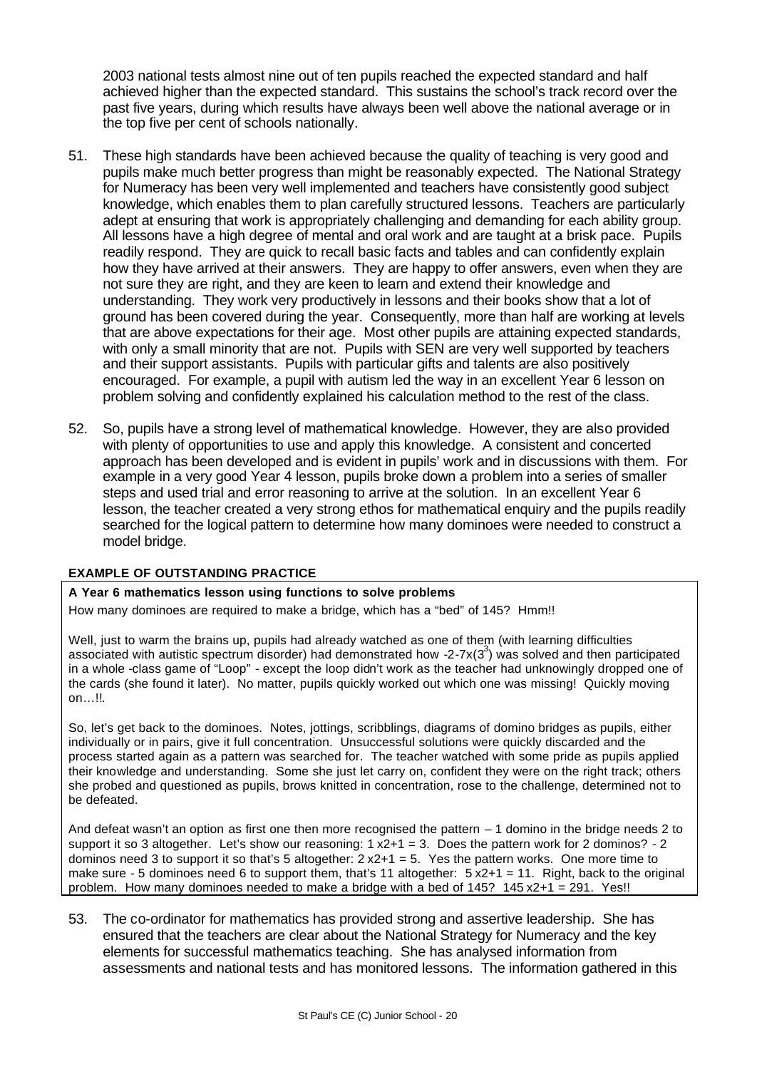2003 national tests almost nine out of ten pupils reached the expected standard and half achieved higher than the expected standard. This sustains the school's track record over the past five years, during which results have always been well above the national average or in the top five per cent of schools nationally.

51. These high standards have been achieved because the quality of teaching is very good and pupils make much better progress than might be reasonably expected. The National Strategy for Numeracy has been very well implemented and teachers have consistently good subject knowledge, which enables them to plan carefully structured lessons. Teachers are particularly adept at ensuring that work is appropriately challenging and demanding for each ability group. All lessons have a high degree of mental and oral work and are taught at a brisk pace. Pupils readily respond. They are quick to recall basic facts and tables and can confidently explain how they have arrived at their answers. They are happy to offer answers, even when they are not sure they are right, and they are keen to learn and extend their knowledge and understanding. They work very productively in lessons and their books show that a lot of ground has been covered during the year. Consequently, more than half are working at levels that are above expectations for their age. Most other pupils are attaining expected standards, with only a small minority that are not. Pupils with SEN are very well supported by teachers and their support assistants. Pupils with particular gifts and talents are also positively encouraged. For example, a pupil with autism led the way in an excellent Year 6 lesson on problem solving and confidently explained his calculation method to the rest of the class.

52. So, pupils have a strong level of mathematical knowledge. However, they are also provided with plenty of opportunities to use and apply this knowledge. A consistent and concerted approach has been developed and is evident in pupils' work and in discussions with them. For example in a very good Year 4 lesson, pupils broke down a problem into a series of smaller steps and used trial and error reasoning to arrive at the solution. In an excellent Year 6 lesson, the teacher created a very strong ethos for mathematical enquiry and the pupils readily searched for the logical pattern to determine how many dominoes were needed to construct a model bridge.

**EXAMPLE OF OUTSTANDING PRACTICE**

**A Year 6 mathematics lesson using functions to solve problems**

How many dominoes are required to make a bridge, which has a "bed" of 145? Hmm!!

Well, just to warm the brains up, pupils had already watched as one of them (with learning difficulties associated with autistic spectrum disorder) had demonstrated how $-2\text{-}7x(3^3)$ was solved and then participated in a whole -class game of "Loop" - except the loop didn't work as the teacher had unknowingly dropped one of the cards (she found it later). No matter, pupils quickly worked out which one was missing! Quickly moving on…!!.

So, let's get back to the dominoes. Notes, jottings, scribblings, diagrams of domino bridges as pupils, either individually or in pairs, give it full concentration. Unsuccessful solutions were quickly discarded and the process started again as a pattern was searched for. The teacher watched with some pride as pupils applied their knowledge and understanding. Some she just let carry on, confident they were on the right track; others she probed and questioned as pupils, brows knitted in concentration, rose to the challenge, determined not to be defeated.

And defeat wasn't an option as first one then more recognised the pattern – 1 domino in the bridge needs 2 to support it so 3 altogether. Let's show our reasoning: $1 \times 2+1 = 3$. Does the pattern work for 2 dominos? - 2 dominos need 3 to support it so that's 5 altogether: $2 \times 2+1 = 5$. Yes the pattern works. One more time to make sure - 5 dominoes need 6 to support them, that's 11 altogether: $5 \times 2+1 = 11$. Right, back to the original problem. How many dominoes needed to make a bridge with a bed of 145? $145 \times 2+1 = 291$. Yes!!

53. The co-ordinator for mathematics has provided strong and assertive leadership. She has ensured that the teachers are clear about the National Strategy for Numeracy and the key elements for successful mathematics teaching. She has analysed information from assessments and national tests and has monitored lessons. The information gathered in this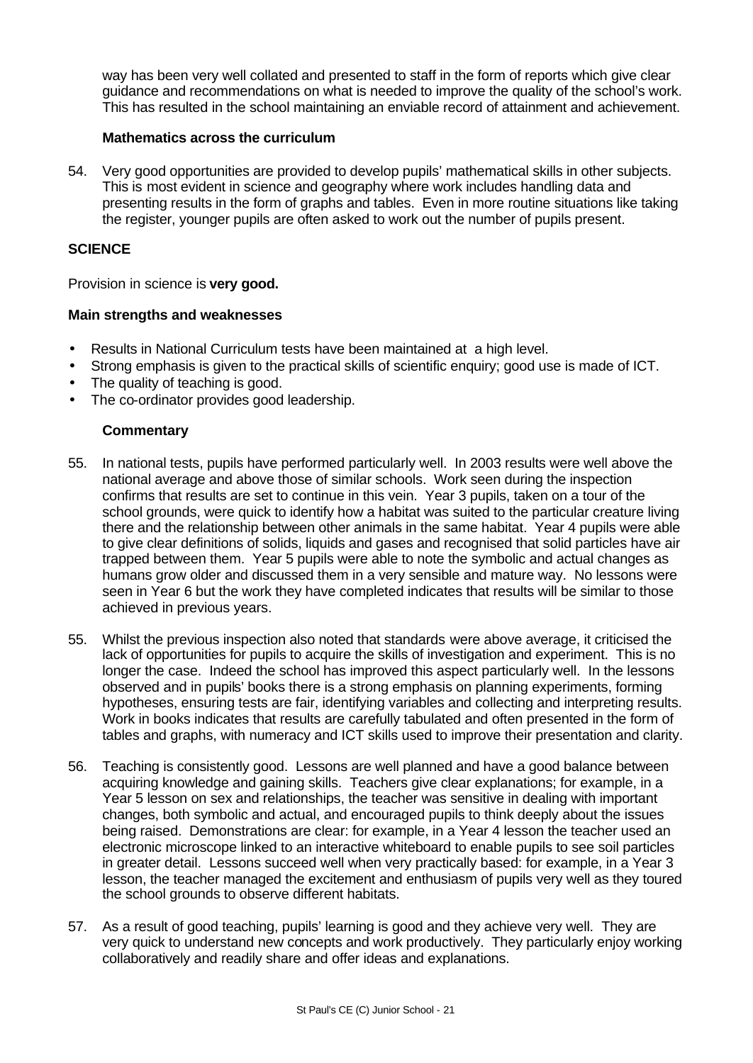way has been very well collated and presented to staff in the form of reports which give clear guidance and recommendations on what is needed to improve the quality of the school's work. This has resulted in the school maintaining an enviable record of attainment and achievement.

### Mathematics across the curriculum

54. Very good opportunities are provided to develop pupils' mathematical skills in other subjects. This is most evident in science and geography where work includes handling data and presenting results in the form of graphs and tables. Even in more routine situations like taking the register, younger pupils are often asked to work out the number of pupils present.

## SCIENCE

Provision in science is **very good.**

### Main strengths and weaknesses

- Results in National Curriculum tests have been maintained at a high level.
- Strong emphasis is given to the practical skills of scientific enquiry; good use is made of ICT.
- The quality of teaching is good.
- The co-ordinator provides good leadership.

### Commentary

55. In national tests, pupils have performed particularly well. In 2003 results were well above the national average and above those of similar schools. Work seen during the inspection confirms that results are set to continue in this vein. Year 3 pupils, taken on a tour of the school grounds, were quick to identify how a habitat was suited to the particular creature living there and the relationship between other animals in the same habitat. Year 4 pupils were able to give clear definitions of solids, liquids and gases and recognised that solid particles have air trapped between them. Year 5 pupils were able to note the symbolic and actual changes as humans grow older and discussed them in a very sensible and mature way. No lessons were seen in Year 6 but the work they have completed indicates that results will be similar to those achieved in previous years.

55. Whilst the previous inspection also noted that standards were above average, it criticised the lack of opportunities for pupils to acquire the skills of investigation and experiment. This is no longer the case. Indeed the school has improved this aspect particularly well. In the lessons observed and in pupils' books there is a strong emphasis on planning experiments, forming hypotheses, ensuring tests are fair, identifying variables and collecting and interpreting results. Work in books indicates that results are carefully tabulated and often presented in the form of tables and graphs, with numeracy and ICT skills used to improve their presentation and clarity.

56. Teaching is consistently good. Lessons are well planned and have a good balance between acquiring knowledge and gaining skills. Teachers give clear explanations; for example, in a Year 5 lesson on sex and relationships, the teacher was sensitive in dealing with important changes, both symbolic and actual, and encouraged pupils to think deeply about the issues being raised. Demonstrations are clear: for example, in a Year 4 lesson the teacher used an electronic microscope linked to an interactive whiteboard to enable pupils to see soil particles in greater detail. Lessons succeed well when very practically based: for example, in a Year 3 lesson, the teacher managed the excitement and enthusiasm of pupils very well as they toured the school grounds to observe different habitats.

57. As a result of good teaching, pupils' learning is good and they achieve very well. They are very quick to understand new concepts and work productively. They particularly enjoy working collaboratively and readily share and offer ideas and explanations.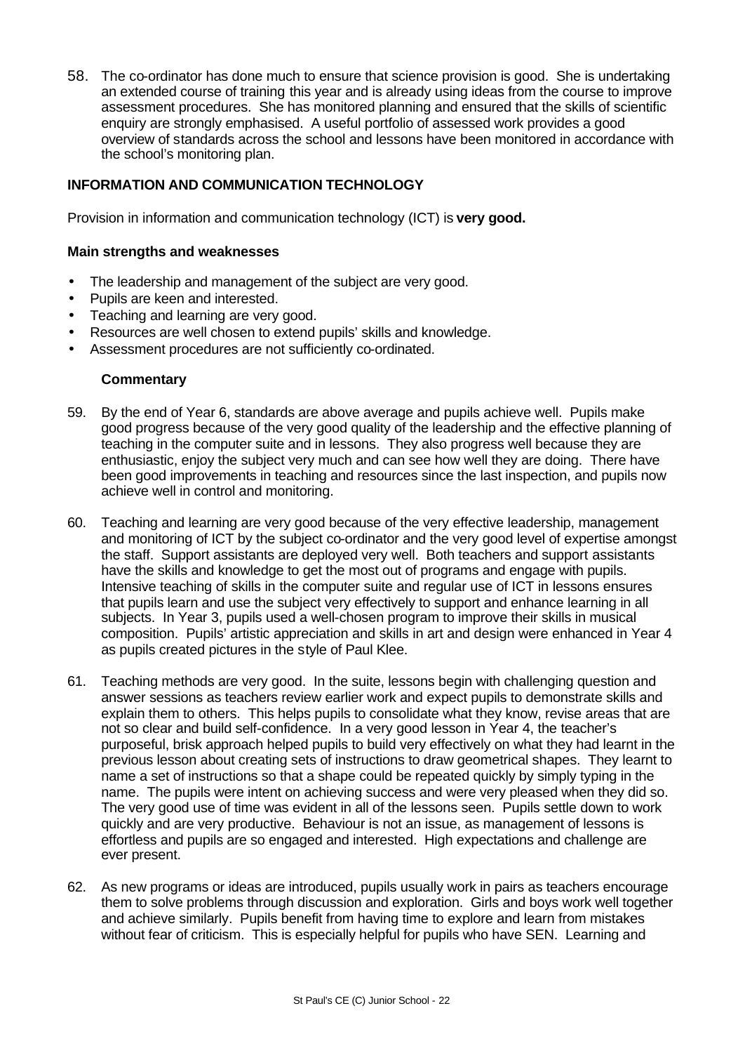58. The co-ordinator has done much to ensure that science provision is good. She is undertaking an extended course of training this year and is already using ideas from the course to improve assessment procedures. She has monitored planning and ensured that the skills of scientific enquiry are strongly emphasised. A useful portfolio of assessed work provides a good overview of standards across the school and lessons have been monitored in accordance with the school's monitoring plan.

## INFORMATION AND COMMUNICATION TECHNOLOGY

Provision in information and communication technology (ICT) is **very good.**

### Main strengths and weaknesses

- The leadership and management of the subject are very good.
- Pupils are keen and interested.
- Teaching and learning are very good.
- Resources are well chosen to extend pupils' skills and knowledge.
- Assessment procedures are not sufficiently co-ordinated.

#### Commentary

59. By the end of Year 6, standards are above average and pupils achieve well. Pupils make good progress because of the very good quality of the leadership and the effective planning of teaching in the computer suite and in lessons. They also progress well because they are enthusiastic, enjoy the subject very much and can see how well they are doing. There have been good improvements in teaching and resources since the last inspection, and pupils now achieve well in control and monitoring.

60. Teaching and learning are very good because of the very effective leadership, management and monitoring of ICT by the subject co-ordinator and the very good level of expertise amongst the staff. Support assistants are deployed very well. Both teachers and support assistants have the skills and knowledge to get the most out of programs and engage with pupils. Intensive teaching of skills in the computer suite and regular use of ICT in lessons ensures that pupils learn and use the subject very effectively to support and enhance learning in all subjects. In Year 3, pupils used a well-chosen program to improve their skills in musical composition. Pupils' artistic appreciation and skills in art and design were enhanced in Year 4 as pupils created pictures in the style of Paul Klee.

61. Teaching methods are very good. In the suite, lessons begin with challenging question and answer sessions as teachers review earlier work and expect pupils to demonstrate skills and explain them to others. This helps pupils to consolidate what they know, revise areas that are not so clear and build self-confidence. In a very good lesson in Year 4, the teacher's purposeful, brisk approach helped pupils to build very effectively on what they had learnt in the previous lesson about creating sets of instructions to draw geometrical shapes. They learnt to name a set of instructions so that a shape could be repeated quickly by simply typing in the name. The pupils were intent on achieving success and were very pleased when they did so. The very good use of time was evident in all of the lessons seen. Pupils settle down to work quickly and are very productive. Behaviour is not an issue, as management of lessons is effortless and pupils are so engaged and interested. High expectations and challenge are ever present.

62. As new programs or ideas are introduced, pupils usually work in pairs as teachers encourage them to solve problems through discussion and exploration. Girls and boys work well together and achieve similarly. Pupils benefit from having time to explore and learn from mistakes without fear of criticism. This is especially helpful for pupils who have SEN. Learning and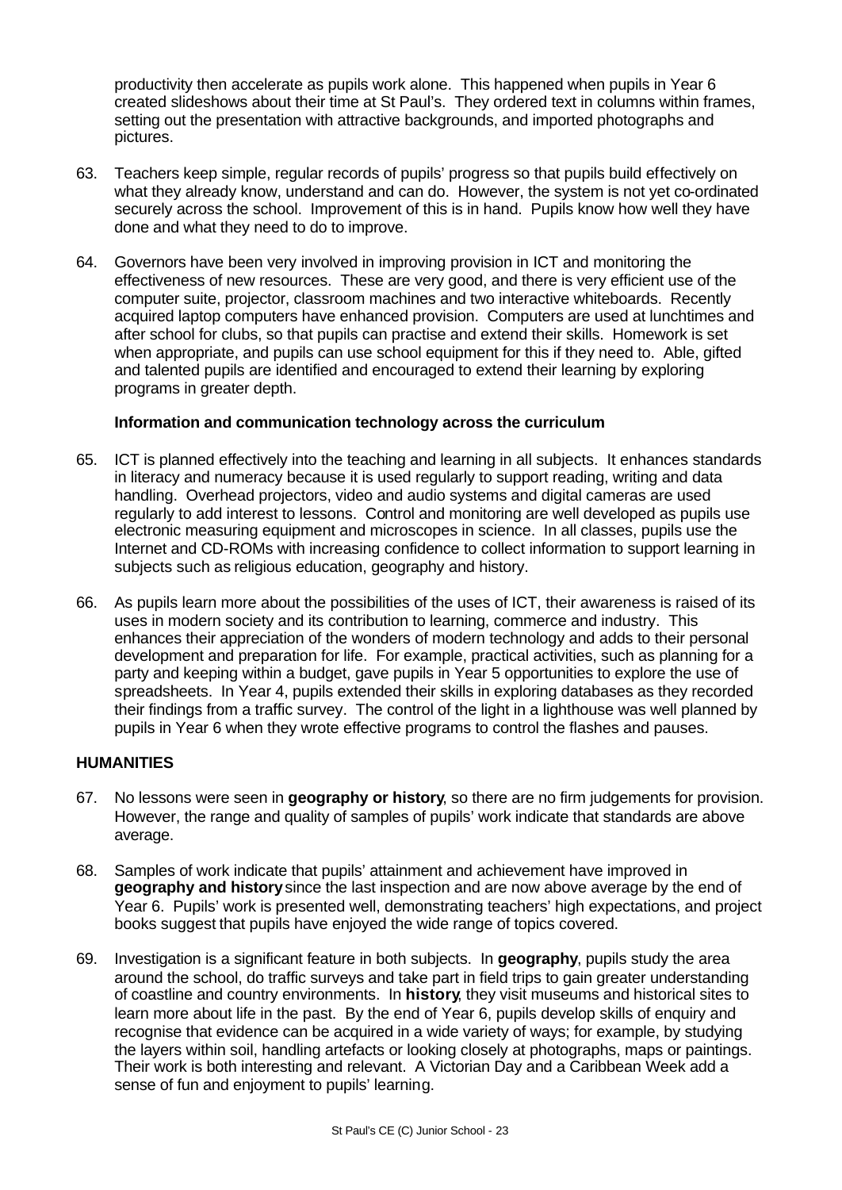productivity then accelerate as pupils work alone. This happened when pupils in Year 6 created slideshows about their time at St Paul's. They ordered text in columns within frames, setting out the presentation with attractive backgrounds, and imported photographs and pictures.

63. Teachers keep simple, regular records of pupils' progress so that pupils build effectively on what they already know, understand and can do. However, the system is not yet co-ordinated securely across the school. Improvement of this is in hand. Pupils know how well they have done and what they need to do to improve.

64. Governors have been very involved in improving provision in ICT and monitoring the effectiveness of new resources. These are very good, and there is very efficient use of the computer suite, projector, classroom machines and two interactive whiteboards. Recently acquired laptop computers have enhanced provision. Computers are used at lunchtimes and after school for clubs, so that pupils can practise and extend their skills. Homework is set when appropriate, and pupils can use school equipment for this if they need to. Able, gifted and talented pupils are identified and encouraged to extend their learning by exploring programs in greater depth.

### Information and communication technology across the curriculum

65. ICT is planned effectively into the teaching and learning in all subjects. It enhances standards in literacy and numeracy because it is used regularly to support reading, writing and data handling. Overhead projectors, video and audio systems and digital cameras are used regularly to add interest to lessons. Control and monitoring are well developed as pupils use electronic measuring equipment and microscopes in science. In all classes, pupils use the Internet and CD-ROMs with increasing confidence to collect information to support learning in subjects such as religious education, geography and history.

66. As pupils learn more about the possibilities of the uses of ICT, their awareness is raised of its uses in modern society and its contribution to learning, commerce and industry. This enhances their appreciation of the wonders of modern technology and adds to their personal development and preparation for life. For example, practical activities, such as planning for a party and keeping within a budget, gave pupils in Year 5 opportunities to explore the use of spreadsheets. In Year 4, pupils extended their skills in exploring databases as they recorded their findings from a traffic survey. The control of the light in a lighthouse was well planned by pupils in Year 6 when they wrote effective programs to control the flashes and pauses.

## HUMANITIES

67. No lessons were seen in **geography or history**, so there are no firm judgements for provision. However, the range and quality of samples of pupils' work indicate that standards are above average.

68. Samples of work indicate that pupils' attainment and achievement have improved in **geography and history** since the last inspection and are now above average by the end of Year 6. Pupils' work is presented well, demonstrating teachers' high expectations, and project books suggest that pupils have enjoyed the wide range of topics covered.

69. Investigation is a significant feature in both subjects. In **geography**, pupils study the area around the school, do traffic surveys and take part in field trips to gain greater understanding of coastline and country environments. In **history**, they visit museums and historical sites to learn more about life in the past. By the end of Year 6, pupils develop skills of enquiry and recognise that evidence can be acquired in a wide variety of ways; for example, by studying the layers within soil, handling artefacts or looking closely at photographs, maps or paintings. Their work is both interesting and relevant. A Victorian Day and a Caribbean Week add a sense of fun and enjoyment to pupils' learning.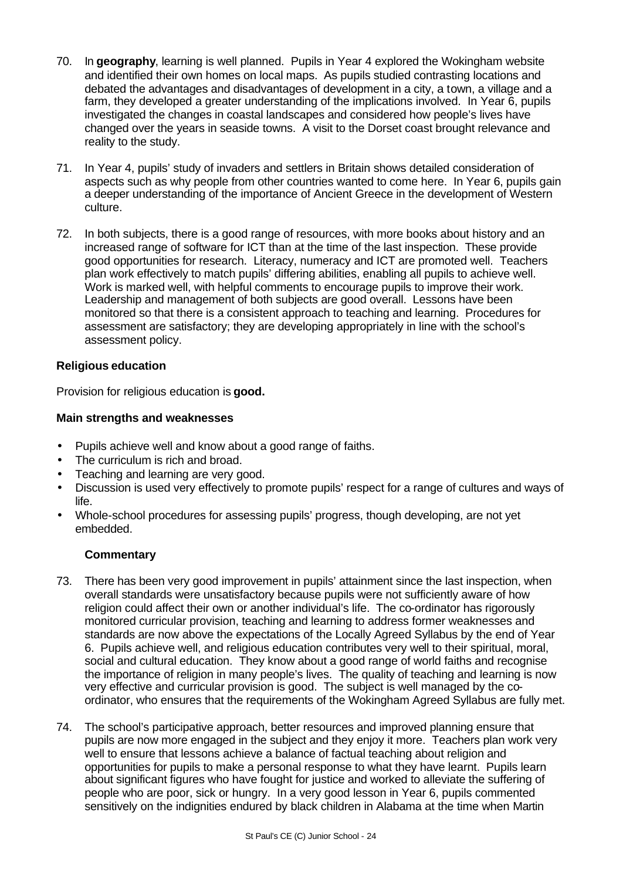70. In **geography**, learning is well planned. Pupils in Year 4 explored the Wokingham website and identified their own homes on local maps. As pupils studied contrasting locations and debated the advantages and disadvantages of development in a city, a town, a village and a farm, they developed a greater understanding of the implications involved. In Year 6, pupils investigated the changes in coastal landscapes and considered how people's lives have changed over the years in seaside towns. A visit to the Dorset coast brought relevance and reality to the study.

71. In Year 4, pupils' study of invaders and settlers in Britain shows detailed consideration of aspects such as why people from other countries wanted to come here. In Year 6, pupils gain a deeper understanding of the importance of Ancient Greece in the development of Western culture.

72. In both subjects, there is a good range of resources, with more books about history and an increased range of software for ICT than at the time of the last inspection. These provide good opportunities for research. Literacy, numeracy and ICT are promoted well. Teachers plan work effectively to match pupils' differing abilities, enabling all pupils to achieve well. Work is marked well, with helpful comments to encourage pupils to improve their work. Leadership and management of both subjects are good overall. Lessons have been monitored so that there is a consistent approach to teaching and learning. Procedures for assessment are satisfactory; they are developing appropriately in line with the school's assessment policy.

**Religious education**

Provision for religious education is **good.**

**Main strengths and weaknesses**

- Pupils achieve well and know about a good range of faiths.
- The curriculum is rich and broad.
- Teaching and learning are very good.
- Discussion is used very effectively to promote pupils' respect for a range of cultures and ways of life.
- Whole-school procedures for assessing pupils' progress, though developing, are not yet embedded.

**Commentary**

73. There has been very good improvement in pupils' attainment since the last inspection, when overall standards were unsatisfactory because pupils were not sufficiently aware of how religion could affect their own or another individual's life. The co-ordinator has rigorously monitored curricular provision, teaching and learning to address former weaknesses and standards are now above the expectations of the Locally Agreed Syllabus by the end of Year 6. Pupils achieve well, and religious education contributes very well to their spiritual, moral, social and cultural education. They know about a good range of world faiths and recognise the importance of religion in many people's lives. The quality of teaching and learning is now very effective and curricular provision is good. The subject is well managed by the co-ordinator, who ensures that the requirements of the Wokingham Agreed Syllabus are fully met.

74. The school's participative approach, better resources and improved planning ensure that pupils are now more engaged in the subject and they enjoy it more. Teachers plan work very well to ensure that lessons achieve a balance of factual teaching about religion and opportunities for pupils to make a personal response to what they have learnt. Pupils learn about significant figures who have fought for justice and worked to alleviate the suffering of people who are poor, sick or hungry. In a very good lesson in Year 6, pupils commented sensitively on the indignities endured by black children in Alabama at the time when Martin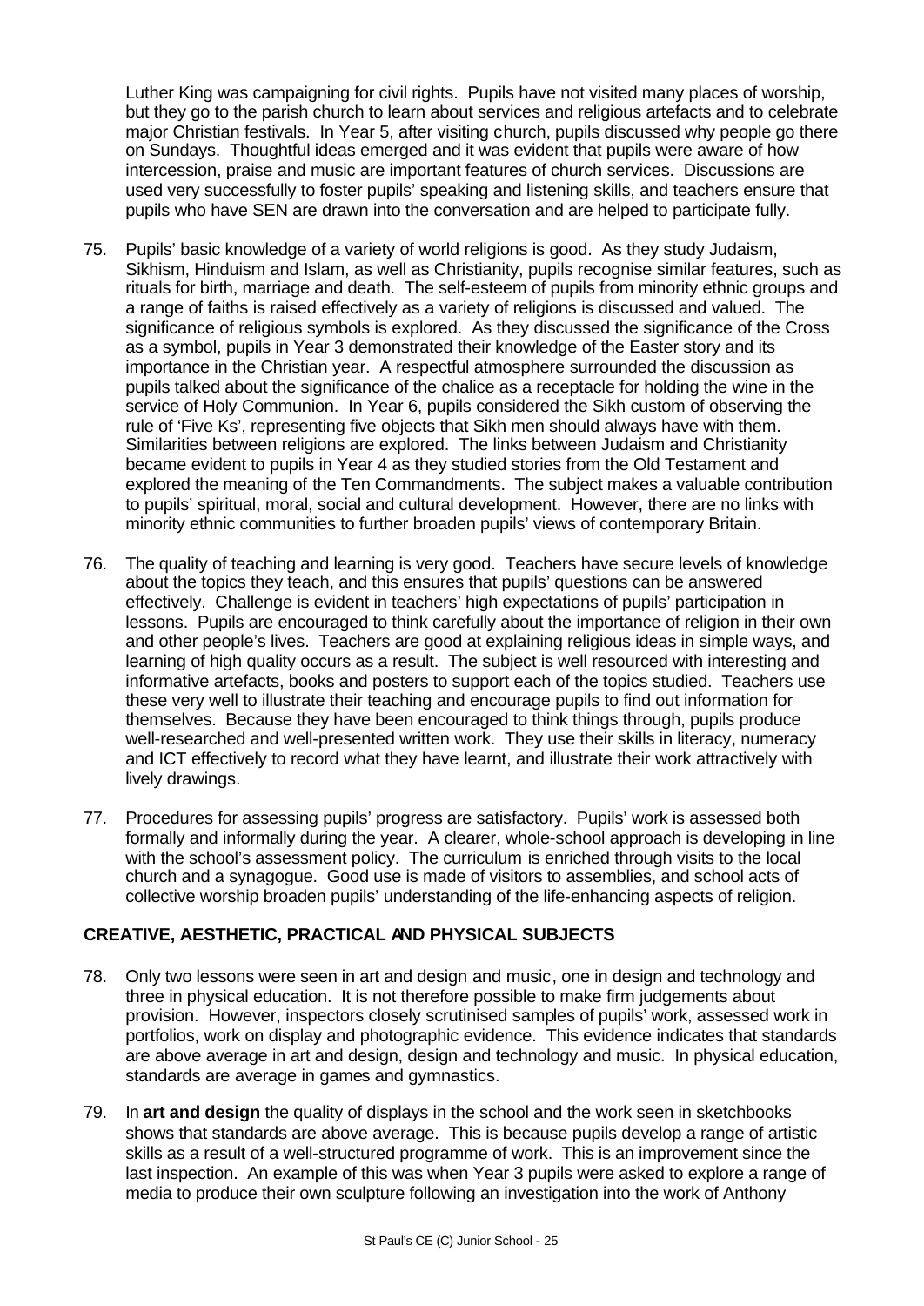Luther King was campaigning for civil rights. Pupils have not visited many places of worship, but they go to the parish church to learn about services and religious artefacts and to celebrate major Christian festivals. In Year 5, after visiting church, pupils discussed why people go there on Sundays. Thoughtful ideas emerged and it was evident that pupils were aware of how intercession, praise and music are important features of church services. Discussions are used very successfully to foster pupils' speaking and listening skills, and teachers ensure that pupils who have SEN are drawn into the conversation and are helped to participate fully.

75. Pupils' basic knowledge of a variety of world religions is good. As they study Judaism, Sikhism, Hinduism and Islam, as well as Christianity, pupils recognise similar features, such as rituals for birth, marriage and death. The self-esteem of pupils from minority ethnic groups and a range of faiths is raised effectively as a variety of religions is discussed and valued. The significance of religious symbols is explored. As they discussed the significance of the Cross as a symbol, pupils in Year 3 demonstrated their knowledge of the Easter story and its importance in the Christian year. A respectful atmosphere surrounded the discussion as pupils talked about the significance of the chalice as a receptacle for holding the wine in the service of Holy Communion. In Year 6, pupils considered the Sikh custom of observing the rule of 'Five Ks', representing five objects that Sikh men should always have with them. Similarities between religions are explored. The links between Judaism and Christianity became evident to pupils in Year 4 as they studied stories from the Old Testament and explored the meaning of the Ten Commandments. The subject makes a valuable contribution to pupils' spiritual, moral, social and cultural development. However, there are no links with minority ethnic communities to further broaden pupils' views of contemporary Britain.

76. The quality of teaching and learning is very good. Teachers have secure levels of knowledge about the topics they teach, and this ensures that pupils' questions can be answered effectively. Challenge is evident in teachers' high expectations of pupils' participation in lessons. Pupils are encouraged to think carefully about the importance of religion in their own and other people's lives. Teachers are good at explaining religious ideas in simple ways, and learning of high quality occurs as a result. The subject is well resourced with interesting and informative artefacts, books and posters to support each of the topics studied. Teachers use these very well to illustrate their teaching and encourage pupils to find out information for themselves. Because they have been encouraged to think things through, pupils produce well-researched and well-presented written work. They use their skills in literacy, numeracy and ICT effectively to record what they have learnt, and illustrate their work attractively with lively drawings.

77. Procedures for assessing pupils' progress are satisfactory. Pupils' work is assessed both formally and informally during the year. A clearer, whole-school approach is developing in line with the school's assessment policy. The curriculum is enriched through visits to the local church and a synagogue. Good use is made of visitors to assemblies, and school acts of collective worship broaden pupils' understanding of the life-enhancing aspects of religion.

## CREATIVE, AESTHETIC, PRACTICAL AND PHYSICAL SUBJECTS

78. Only two lessons were seen in art and design and music, one in design and technology and three in physical education. It is not therefore possible to make firm judgements about provision. However, inspectors closely scrutinised samples of pupils' work, assessed work in portfolios, work on display and photographic evidence. This evidence indicates that standards are above average in art and design, design and technology and music. In physical education, standards are average in games and gymnastics.

79. In **art and design** the quality of displays in the school and the work seen in sketchbooks shows that standards are above average. This is because pupils develop a range of artistic skills as a result of a well-structured programme of work. This is an improvement since the last inspection. An example of this was when Year 3 pupils were asked to explore a range of media to produce their own sculpture following an investigation into the work of Anthony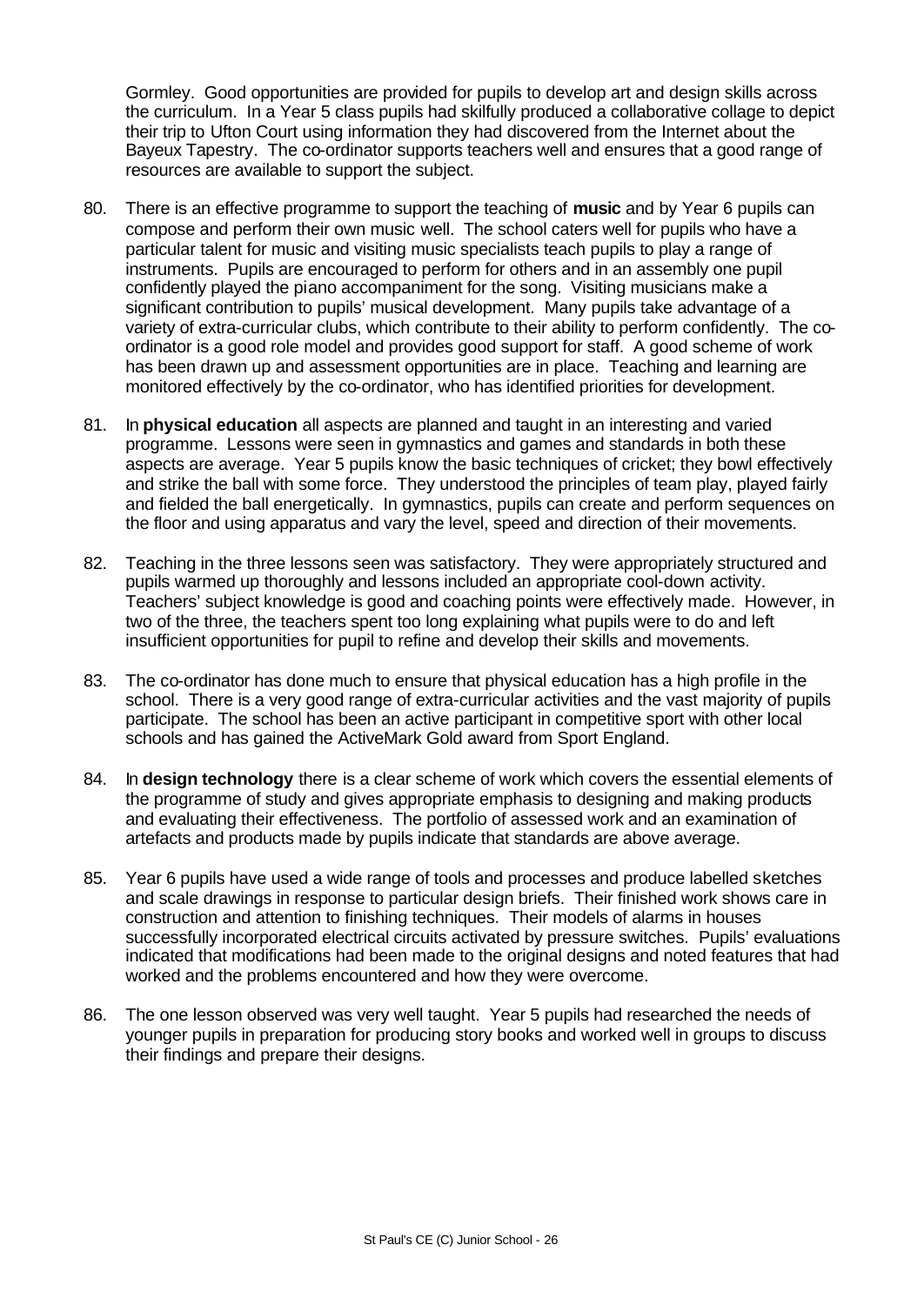Gormley. Good opportunities are provided for pupils to develop art and design skills across the curriculum. In a Year 5 class pupils had skilfully produced a collaborative collage to depict their trip to Ufton Court using information they had discovered from the Internet about the Bayeux Tapestry. The co-ordinator supports teachers well and ensures that a good range of resources are available to support the subject.

80. There is an effective programme to support the teaching of **music** and by Year 6 pupils can compose and perform their own music well. The school caters well for pupils who have a particular talent for music and visiting music specialists teach pupils to play a range of instruments. Pupils are encouraged to perform for others and in an assembly one pupil confidently played the piano accompaniment for the song. Visiting musicians make a significant contribution to pupils' musical development. Many pupils take advantage of a variety of extra-curricular clubs, which contribute to their ability to perform confidently. The co-ordinator is a good role model and provides good support for staff. A good scheme of work has been drawn up and assessment opportunities are in place. Teaching and learning are monitored effectively by the co-ordinator, who has identified priorities for development.

81. In **physical education** all aspects are planned and taught in an interesting and varied programme. Lessons were seen in gymnastics and games and standards in both these aspects are average. Year 5 pupils know the basic techniques of cricket; they bowl effectively and strike the ball with some force. They understood the principles of team play, played fairly and fielded the ball energetically. In gymnastics, pupils can create and perform sequences on the floor and using apparatus and vary the level, speed and direction of their movements.

82. Teaching in the three lessons seen was satisfactory. They were appropriately structured and pupils warmed up thoroughly and lessons included an appropriate cool-down activity. Teachers' subject knowledge is good and coaching points were effectively made. However, in two of the three, the teachers spent too long explaining what pupils were to do and left insufficient opportunities for pupil to refine and develop their skills and movements.

83. The co-ordinator has done much to ensure that physical education has a high profile in the school. There is a very good range of extra-curricular activities and the vast majority of pupils participate. The school has been an active participant in competitive sport with other local schools and has gained the ActiveMark Gold award from Sport England.

84. In **design technology** there is a clear scheme of work which covers the essential elements of the programme of study and gives appropriate emphasis to designing and making products and evaluating their effectiveness. The portfolio of assessed work and an examination of artefacts and products made by pupils indicate that standards are above average.

85. Year 6 pupils have used a wide range of tools and processes and produce labelled sketches and scale drawings in response to particular design briefs. Their finished work shows care in construction and attention to finishing techniques. Their models of alarms in houses successfully incorporated electrical circuits activated by pressure switches. Pupils' evaluations indicated that modifications had been made to the original designs and noted features that had worked and the problems encountered and how they were overcome.

86. The one lesson observed was very well taught. Year 5 pupils had researched the needs of younger pupils in preparation for producing story books and worked well in groups to discuss their findings and prepare their designs.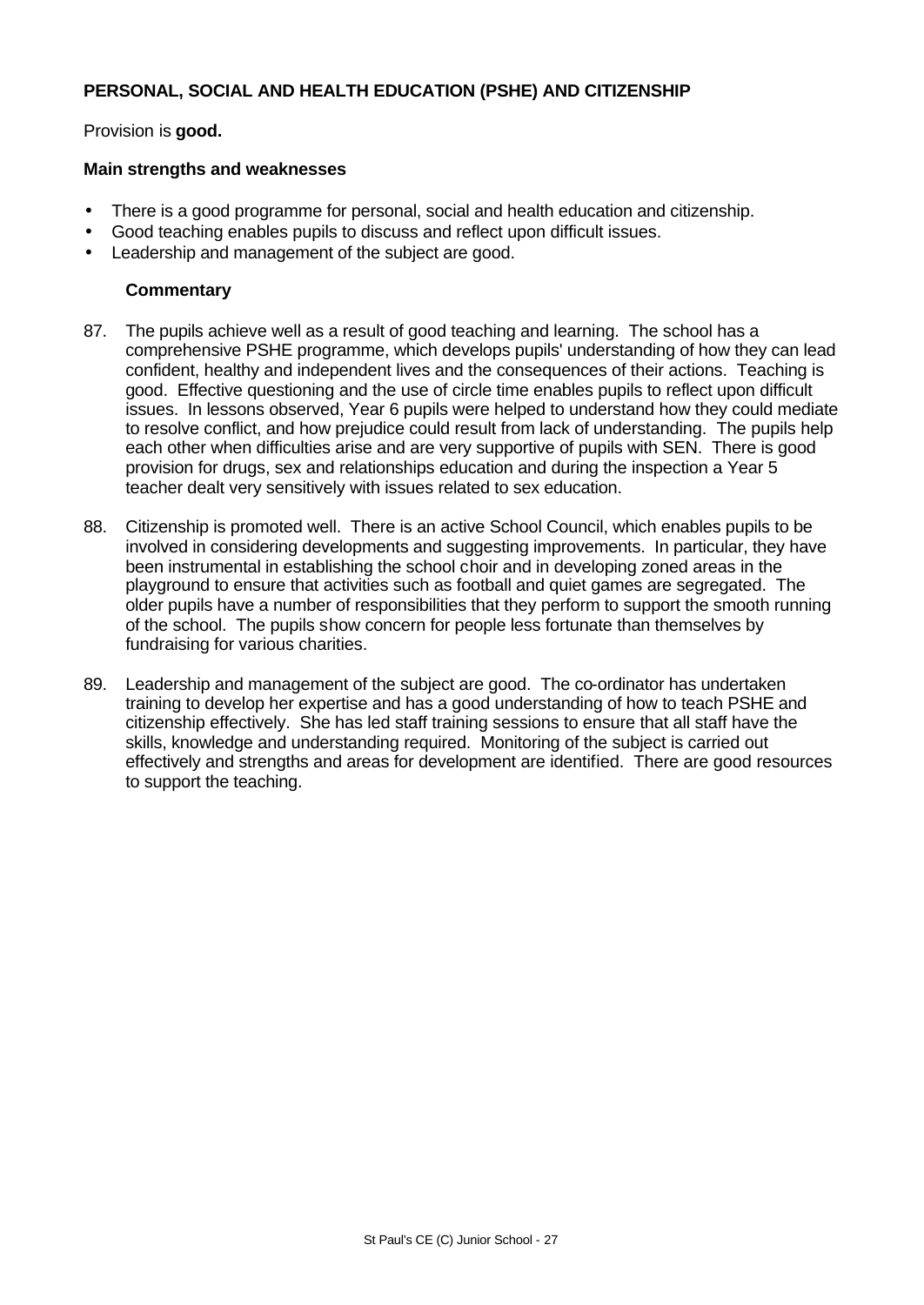## PERSONAL, SOCIAL AND HEALTH EDUCATION (PSHE) AND CITIZENSHIP

Provision is **good.**

### Main strengths and weaknesses

- There is a good programme for personal, social and health education and citizenship.
- Good teaching enables pupils to discuss and reflect upon difficult issues.
- Leadership and management of the subject are good.

### Commentary

87. The pupils achieve well as a result of good teaching and learning. The school has a comprehensive PSHE programme, which develops pupils' understanding of how they can lead confident, healthy and independent lives and the consequences of their actions. Teaching is good. Effective questioning and the use of circle time enables pupils to reflect upon difficult issues. In lessons observed, Year 6 pupils were helped to understand how they could mediate to resolve conflict, and how prejudice could result from lack of understanding. The pupils help each other when difficulties arise and are very supportive of pupils with SEN. There is good provision for drugs, sex and relationships education and during the inspection a Year 5 teacher dealt very sensitively with issues related to sex education.

88. Citizenship is promoted well. There is an active School Council, which enables pupils to be involved in considering developments and suggesting improvements. In particular, they have been instrumental in establishing the school choir and in developing zoned areas in the playground to ensure that activities such as football and quiet games are segregated. The older pupils have a number of responsibilities that they perform to support the smooth running of the school. The pupils show concern for people less fortunate than themselves by fundraising for various charities.

89. Leadership and management of the subject are good. The co-ordinator has undertaken training to develop her expertise and has a good understanding of how to teach PSHE and citizenship effectively. She has led staff training sessions to ensure that all staff have the skills, knowledge and understanding required. Monitoring of the subject is carried out effectively and strengths and areas for development are identified. There are good resources to support the teaching.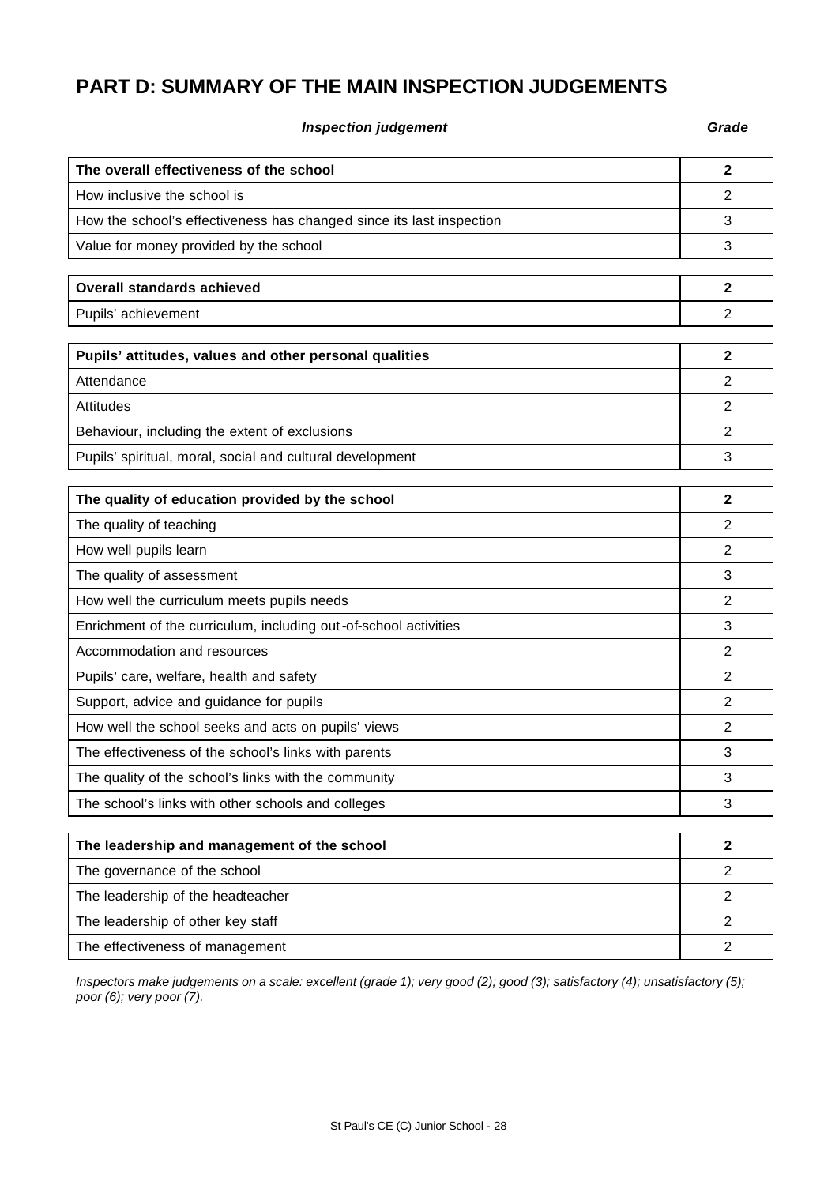# PART D: SUMMARY OF THE MAIN INSPECTION JUDGEMENTS

| *Inspection judgement* | *Grade* |
|---|---|
| **The overall effectiveness of the school** | **2** |
| How inclusive the school is | 2 |
| How the school's effectiveness has changed since its last inspection | 3 |
| Value for money provided by the school | 3 |
| **Overall standards achieved** | **2** |
| Pupils' achievement | 2 |
| **Pupils' attitudes, values and other personal qualities** | **2** |
| Attendance | 2 |
| Attitudes | 2 |
| Behaviour, including the extent of exclusions | 2 |
| Pupils' spiritual, moral, social and cultural development | 3 |
| **The quality of education provided by the school** | **2** |
| The quality of teaching | 2 |
| How well pupils learn | 2 |
| The quality of assessment | 3 |
| How well the curriculum meets pupils needs | 2 |
| Enrichment of the curriculum, including out-of-school activities | 3 |
| Accommodation and resources | 2 |
| Pupils' care, welfare, health and safety | 2 |
| Support, advice and guidance for pupils | 2 |
| How well the school seeks and acts on pupils' views | 2 |
| The effectiveness of the school's links with parents | 3 |
| The quality of the school's links with the community | 3 |
| The school's links with other schools and colleges | 3 |
| **The leadership and management of the school** | **2** |
| The governance of the school | 2 |
| The leadership of the headteacher | 2 |
| The leadership of other key staff | 2 |
| The effectiveness of management | 2 |

*Inspectors make judgements on a scale: excellent (grade 1); very good (2); good (3); satisfactory (4); unsatisfactory (5); poor (6); very poor (7).*